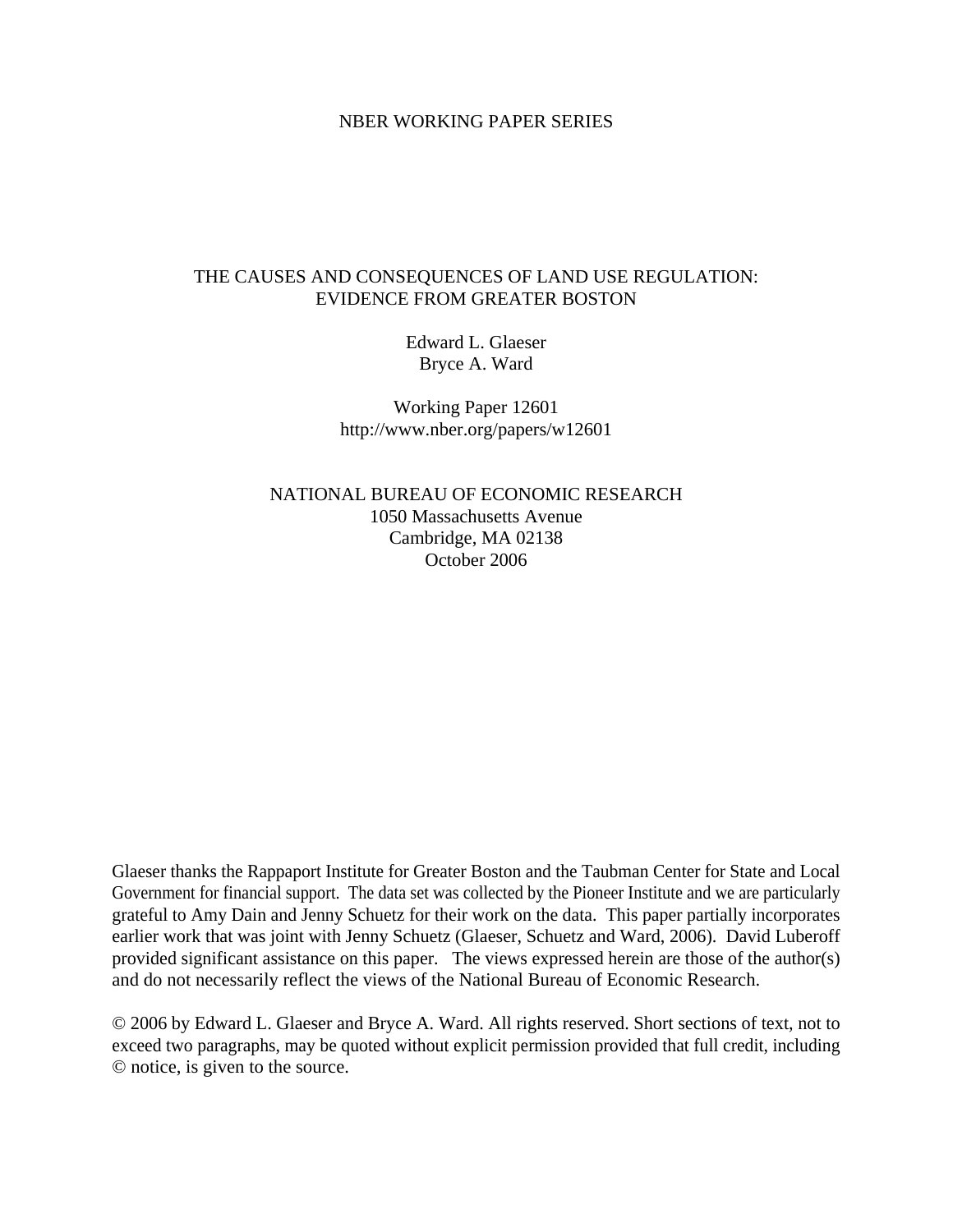NBER WORKING PAPER SERIES

# THE CAUSES AND CONSEQUENCES OF LAND USE REGULATION: EVIDENCE FROM GREATER BOSTON

Edward L. Glaeser
Bryce A. Ward

Working Paper 12601
http://www.nber.org/papers/w12601

NATIONAL BUREAU OF ECONOMIC RESEARCH
1050 Massachusetts Avenue
Cambridge, MA 02138
October 2006

Glaeser thanks the Rappaport Institute for Greater Boston and the Taubman Center for State and Local Government for financial support. The data set was collected by the Pioneer Institute and we are particularly grateful to Amy Dain and Jenny Schuetz for their work on the data. This paper partially incorporates earlier work that was joint with Jenny Schuetz (Glaeser, Schuetz and Ward, 2006). David Luberoff provided significant assistance on this paper. The views expressed herein are those of the author(s) and do not necessarily reflect the views of the National Bureau of Economic Research.

© 2006 by Edward L. Glaeser and Bryce A. Ward. All rights reserved. Short sections of text, not to exceed two paragraphs, may be quoted without explicit permission provided that full credit, including © notice, is given to the source.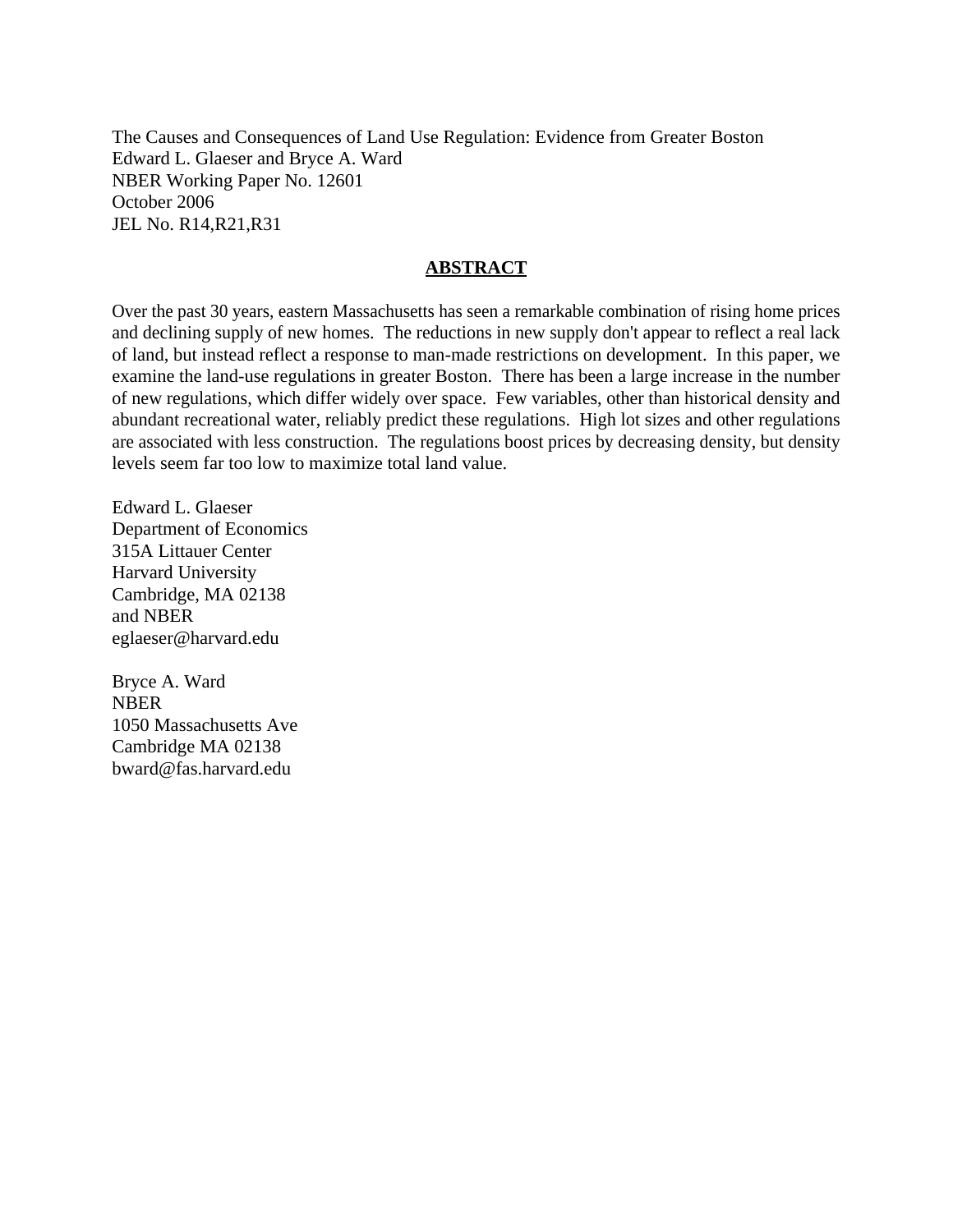The Causes and Consequences of Land Use Regulation: Evidence from Greater Boston
Edward L. Glaeser and Bryce A. Ward
NBER Working Paper No. 12601
October 2006
JEL No. R14,R21,R31

## ABSTRACT

Over the past 30 years, eastern Massachusetts has seen a remarkable combination of rising home prices and declining supply of new homes. The reductions in new supply don't appear to reflect a real lack of land, but instead reflect a response to man-made restrictions on development. In this paper, we examine the land-use regulations in greater Boston. There has been a large increase in the number of new regulations, which differ widely over space. Few variables, other than historical density and abundant recreational water, reliably predict these regulations. High lot sizes and other regulations are associated with less construction. The regulations boost prices by decreasing density, but density levels seem far too low to maximize total land value.

Edward L. Glaeser
Department of Economics
315A Littauer Center
Harvard University
Cambridge, MA 02138
and NBER
eglaeser@harvard.edu

Bryce A. Ward
NBER
1050 Massachusetts Ave
Cambridge MA 02138
bward@fas.harvard.edu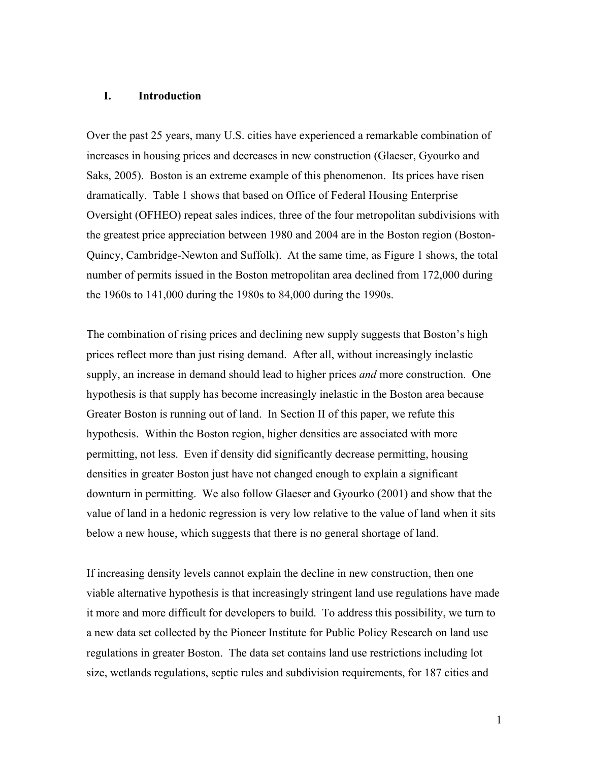## I. Introduction

Over the past 25 years, many U.S. cities have experienced a remarkable combination of increases in housing prices and decreases in new construction (Glaeser, Gyourko and Saks, 2005). Boston is an extreme example of this phenomenon. Its prices have risen dramatically. Table 1 shows that based on Office of Federal Housing Enterprise Oversight (OFHEO) repeat sales indices, three of the four metropolitan subdivisions with the greatest price appreciation between 1980 and 2004 are in the Boston region (Boston-Quincy, Cambridge-Newton and Suffolk). At the same time, as Figure 1 shows, the total number of permits issued in the Boston metropolitan area declined from 172,000 during the 1960s to 141,000 during the 1980s to 84,000 during the 1990s.

The combination of rising prices and declining new supply suggests that Boston's high prices reflect more than just rising demand. After all, without increasingly inelastic supply, an increase in demand should lead to higher prices *and* more construction. One hypothesis is that supply has become increasingly inelastic in the Boston area because Greater Boston is running out of land. In Section II of this paper, we refute this hypothesis. Within the Boston region, higher densities are associated with more permitting, not less. Even if density did significantly decrease permitting, housing densities in greater Boston just have not changed enough to explain a significant downturn in permitting. We also follow Glaeser and Gyourko (2001) and show that the value of land in a hedonic regression is very low relative to the value of land when it sits below a new house, which suggests that there is no general shortage of land.

If increasing density levels cannot explain the decline in new construction, then one viable alternative hypothesis is that increasingly stringent land use regulations have made it more and more difficult for developers to build. To address this possibility, we turn to a new data set collected by the Pioneer Institute for Public Policy Research on land use regulations in greater Boston. The data set contains land use restrictions including lot size, wetlands regulations, septic rules and subdivision requirements, for 187 cities and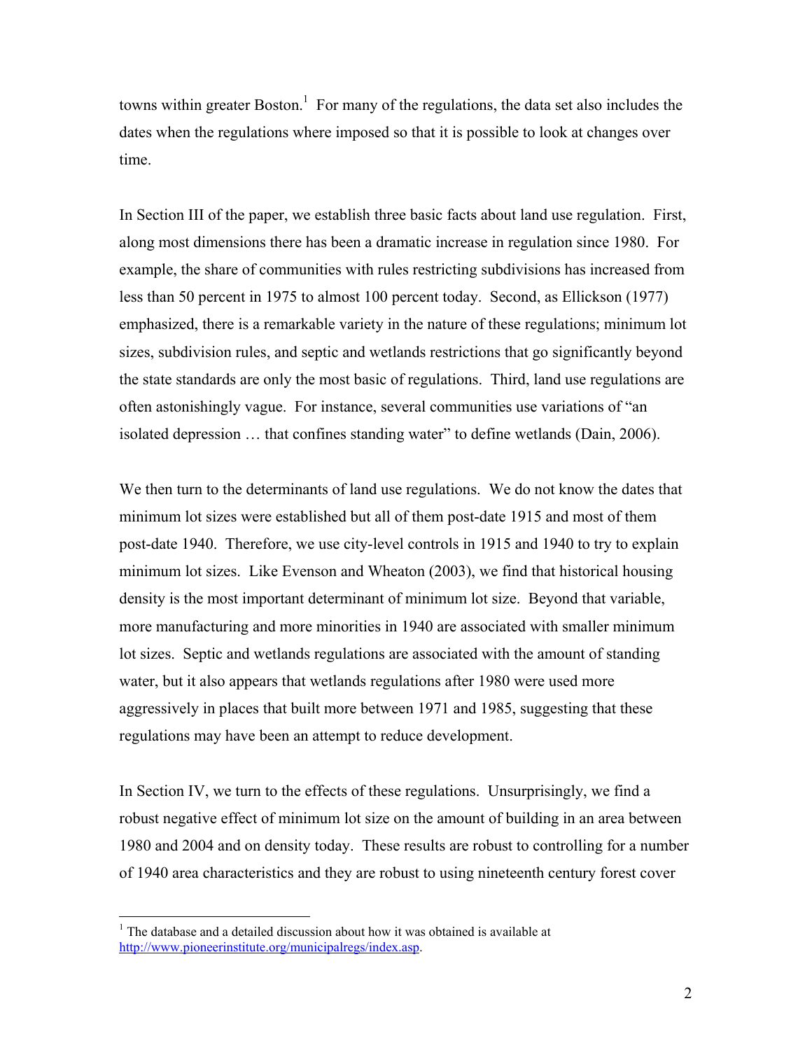towns within greater Boston.[1] For many of the regulations, the data set also includes the dates when the regulations where imposed so that it is possible to look at changes over time.

In Section III of the paper, we establish three basic facts about land use regulation. First, along most dimensions there has been a dramatic increase in regulation since 1980. For example, the share of communities with rules restricting subdivisions has increased from less than 50 percent in 1975 to almost 100 percent today. Second, as Ellickson (1977) emphasized, there is a remarkable variety in the nature of these regulations; minimum lot sizes, subdivision rules, and septic and wetlands restrictions that go significantly beyond the state standards are only the most basic of regulations. Third, land use regulations are often astonishingly vague. For instance, several communities use variations of "an isolated depression … that confines standing water" to define wetlands (Dain, 2006).

We then turn to the determinants of land use regulations. We do not know the dates that minimum lot sizes were established but all of them post-date 1915 and most of them post-date 1940. Therefore, we use city-level controls in 1915 and 1940 to try to explain minimum lot sizes. Like Evenson and Wheaton (2003), we find that historical housing density is the most important determinant of minimum lot size. Beyond that variable, more manufacturing and more minorities in 1940 are associated with smaller minimum lot sizes. Septic and wetlands regulations are associated with the amount of standing water, but it also appears that wetlands regulations after 1980 were used more aggressively in places that built more between 1971 and 1985, suggesting that these regulations may have been an attempt to reduce development.

In Section IV, we turn to the effects of these regulations. Unsurprisingly, we find a robust negative effect of minimum lot size on the amount of building in an area between 1980 and 2004 and on density today. These results are robust to controlling for a number of 1940 area characteristics and they are robust to using nineteenth century forest cover

[1] The database and a detailed discussion about how it was obtained is available at http://www.pioneerinstitute.org/municipalregs/index.asp.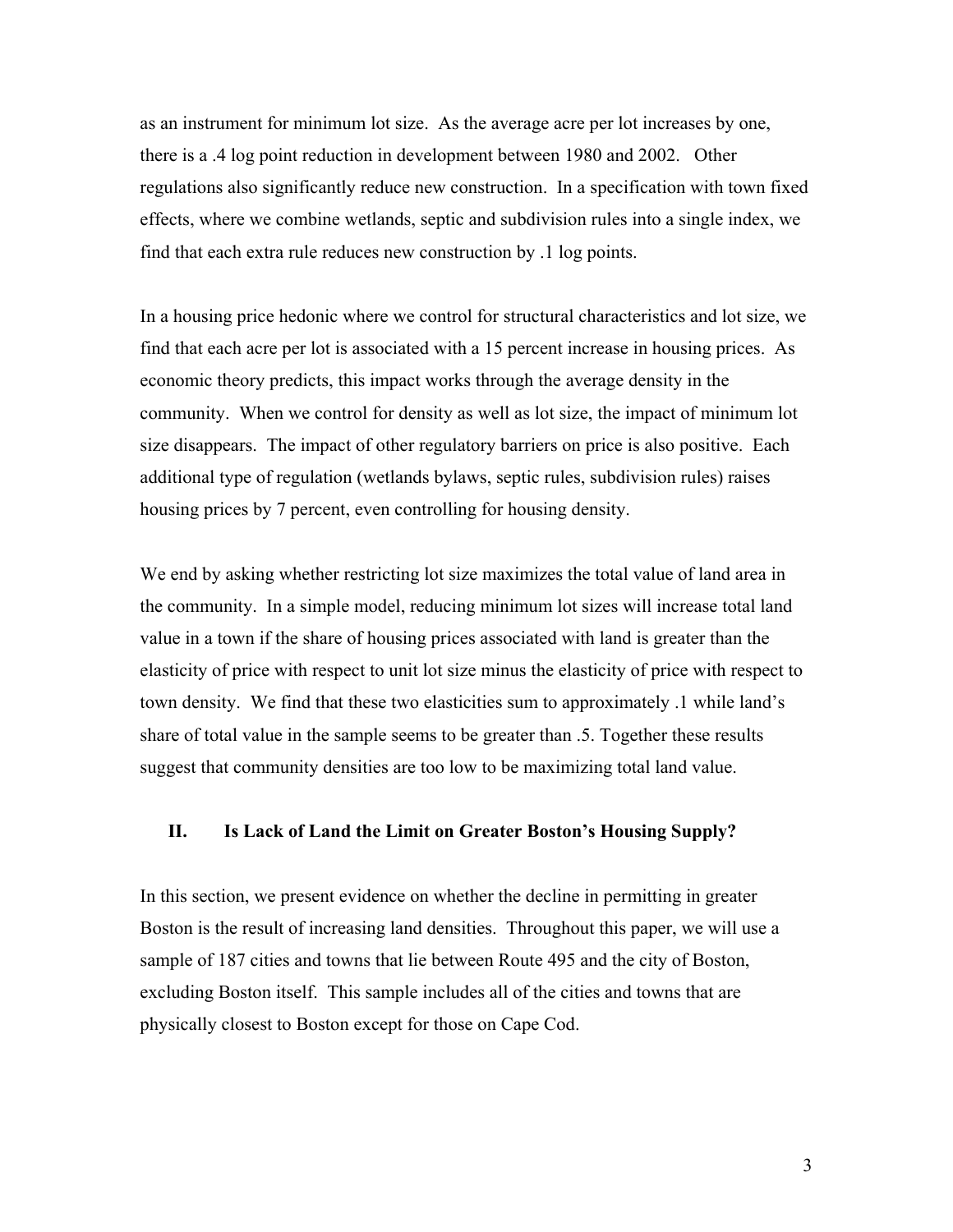as an instrument for minimum lot size. As the average acre per lot increases by one, there is a .4 log point reduction in development between 1980 and 2002. Other regulations also significantly reduce new construction. In a specification with town fixed effects, where we combine wetlands, septic and subdivision rules into a single index, we find that each extra rule reduces new construction by .1 log points.

In a housing price hedonic where we control for structural characteristics and lot size, we find that each acre per lot is associated with a 15 percent increase in housing prices. As economic theory predicts, this impact works through the average density in the community. When we control for density as well as lot size, the impact of minimum lot size disappears. The impact of other regulatory barriers on price is also positive. Each additional type of regulation (wetlands bylaws, septic rules, subdivision rules) raises housing prices by 7 percent, even controlling for housing density.

We end by asking whether restricting lot size maximizes the total value of land area in the community. In a simple model, reducing minimum lot sizes will increase total land value in a town if the share of housing prices associated with land is greater than the elasticity of price with respect to unit lot size minus the elasticity of price with respect to town density. We find that these two elasticities sum to approximately .1 while land's share of total value in the sample seems to be greater than .5. Together these results suggest that community densities are too low to be maximizing total land value.

## II. Is Lack of Land the Limit on Greater Boston's Housing Supply?

In this section, we present evidence on whether the decline in permitting in greater Boston is the result of increasing land densities. Throughout this paper, we will use a sample of 187 cities and towns that lie between Route 495 and the city of Boston, excluding Boston itself. This sample includes all of the cities and towns that are physically closest to Boston except for those on Cape Cod.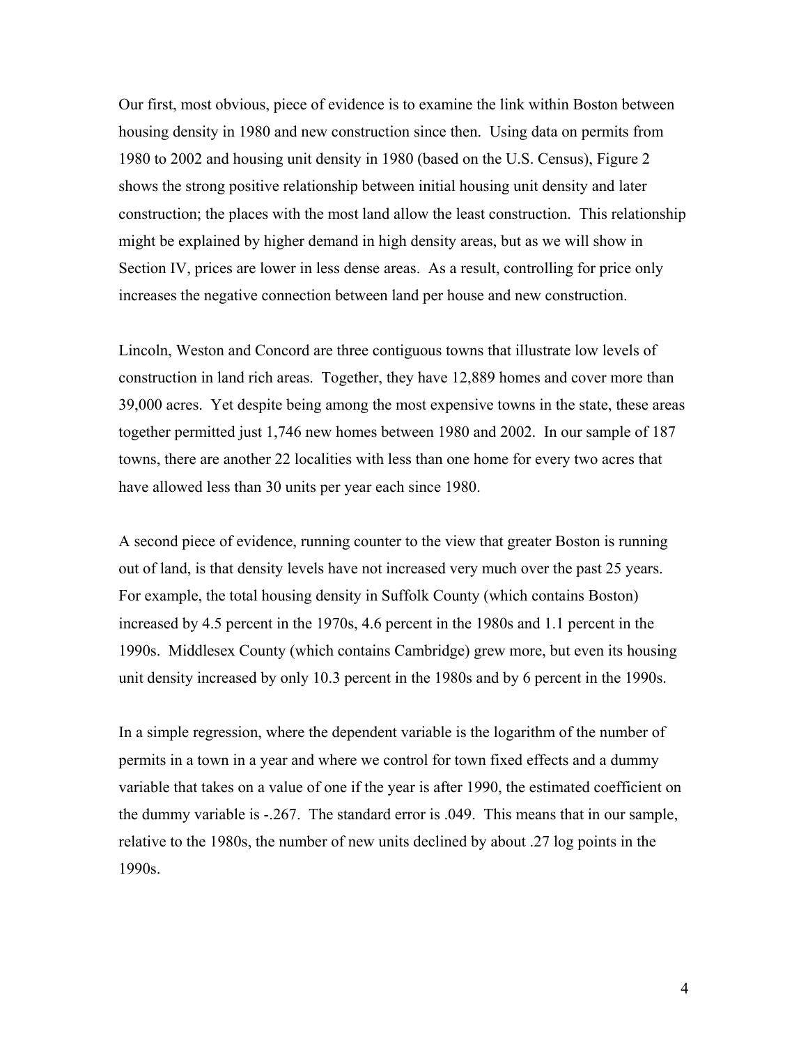Our first, most obvious, piece of evidence is to examine the link within Boston between housing density in 1980 and new construction since then. Using data on permits from 1980 to 2002 and housing unit density in 1980 (based on the U.S. Census), Figure 2 shows the strong positive relationship between initial housing unit density and later construction; the places with the most land allow the least construction. This relationship might be explained by higher demand in high density areas, but as we will show in Section IV, prices are lower in less dense areas. As a result, controlling for price only increases the negative connection between land per house and new construction.

Lincoln, Weston and Concord are three contiguous towns that illustrate low levels of construction in land rich areas. Together, they have 12,889 homes and cover more than 39,000 acres. Yet despite being among the most expensive towns in the state, these areas together permitted just 1,746 new homes between 1980 and 2002. In our sample of 187 towns, there are another 22 localities with less than one home for every two acres that have allowed less than 30 units per year each since 1980.

A second piece of evidence, running counter to the view that greater Boston is running out of land, is that density levels have not increased very much over the past 25 years. For example, the total housing density in Suffolk County (which contains Boston) increased by 4.5 percent in the 1970s, 4.6 percent in the 1980s and 1.1 percent in the 1990s. Middlesex County (which contains Cambridge) grew more, but even its housing unit density increased by only 10.3 percent in the 1980s and by 6 percent in the 1990s.

In a simple regression, where the dependent variable is the logarithm of the number of permits in a town in a year and where we control for town fixed effects and a dummy variable that takes on a value of one if the year is after 1990, the estimated coefficient on the dummy variable is -.267. The standard error is .049. This means that in our sample, relative to the 1980s, the number of new units declined by about .27 log points in the 1990s.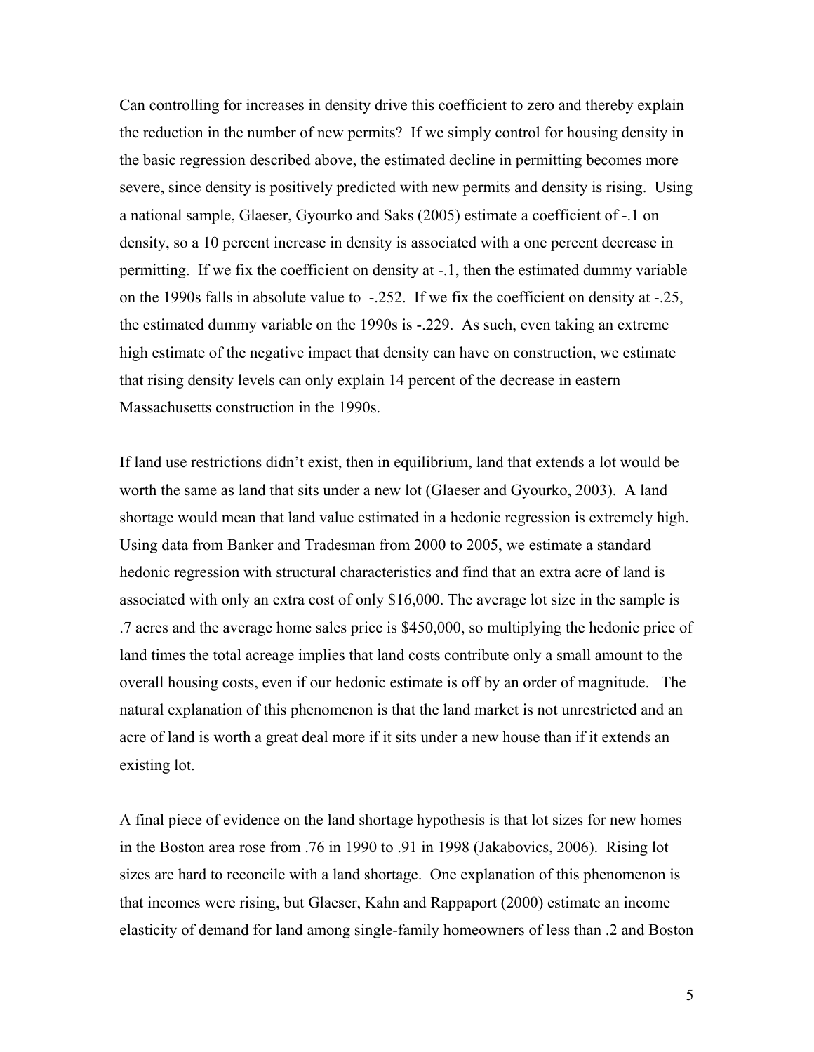Can controlling for increases in density drive this coefficient to zero and thereby explain the reduction in the number of new permits? If we simply control for housing density in the basic regression described above, the estimated decline in permitting becomes more severe, since density is positively predicted with new permits and density is rising. Using a national sample, Glaeser, Gyourko and Saks (2005) estimate a coefficient of -.1 on density, so a 10 percent increase in density is associated with a one percent decrease in permitting. If we fix the coefficient on density at -.1, then the estimated dummy variable on the 1990s falls in absolute value to -.252. If we fix the coefficient on density at -.25, the estimated dummy variable on the 1990s is -.229. As such, even taking an extreme high estimate of the negative impact that density can have on construction, we estimate that rising density levels can only explain 14 percent of the decrease in eastern Massachusetts construction in the 1990s.

If land use restrictions didn't exist, then in equilibrium, land that extends a lot would be worth the same as land that sits under a new lot (Glaeser and Gyourko, 2003). A land shortage would mean that land value estimated in a hedonic regression is extremely high. Using data from Banker and Tradesman from 2000 to 2005, we estimate a standard hedonic regression with structural characteristics and find that an extra acre of land is associated with only an extra cost of only $16,000. The average lot size in the sample is .7 acres and the average home sales price is $450,000, so multiplying the hedonic price of land times the total acreage implies that land costs contribute only a small amount to the overall housing costs, even if our hedonic estimate is off by an order of magnitude. The natural explanation of this phenomenon is that the land market is not unrestricted and an acre of land is worth a great deal more if it sits under a new house than if it extends an existing lot.

A final piece of evidence on the land shortage hypothesis is that lot sizes for new homes in the Boston area rose from .76 in 1990 to .91 in 1998 (Jakabovics, 2006). Rising lot sizes are hard to reconcile with a land shortage. One explanation of this phenomenon is that incomes were rising, but Glaeser, Kahn and Rappaport (2000) estimate an income elasticity of demand for land among single-family homeowners of less than .2 and Boston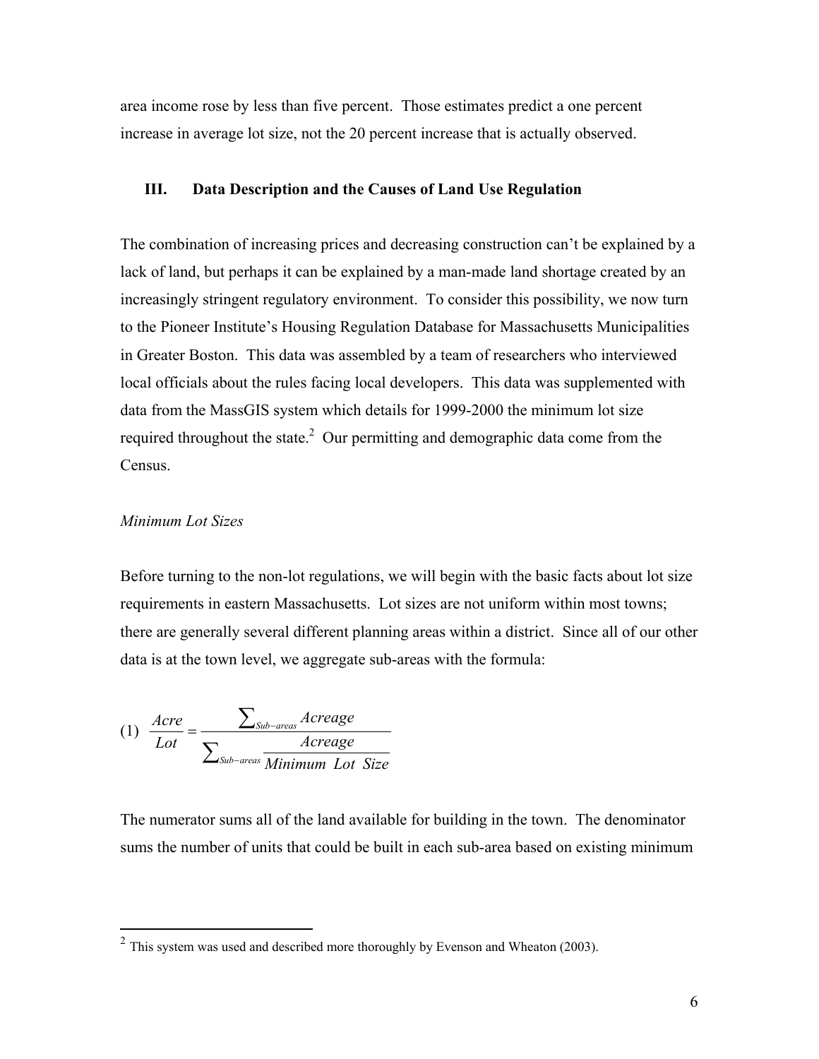area income rose by less than five percent. Those estimates predict a one percent increase in average lot size, not the 20 percent increase that is actually observed.

## III. Data Description and the Causes of Land Use Regulation

The combination of increasing prices and decreasing construction can't be explained by a lack of land, but perhaps it can be explained by a man-made land shortage created by an increasingly stringent regulatory environment. To consider this possibility, we now turn to the Pioneer Institute's Housing Regulation Database for Massachusetts Municipalities in Greater Boston. This data was assembled by a team of researchers who interviewed local officials about the rules facing local developers. This data was supplemented with data from the MassGIS system which details for 1999-2000 the minimum lot size required throughout the state.[2] Our permitting and demographic data come from the Census.

### *Minimum Lot Sizes*

Before turning to the non-lot regulations, we will begin with the basic facts about lot size requirements in eastern Massachusetts. Lot sizes are not uniform within most towns; there are generally several different planning areas within a district. Since all of our other data is at the town level, we aggregate sub-areas with the formula:

$$(1) \quad \frac{Acre}{Lot} = \frac{\sum_{Sub-areas} Acreage}{\sum_{Sub-areas} \frac{Acreage}{Minimum\ \ Lot\ \ Size}}$$

The numerator sums all of the land available for building in the town. The denominator sums the number of units that could be built in each sub-area based on existing minimum

[2] This system was used and described more thoroughly by Evenson and Wheaton (2003).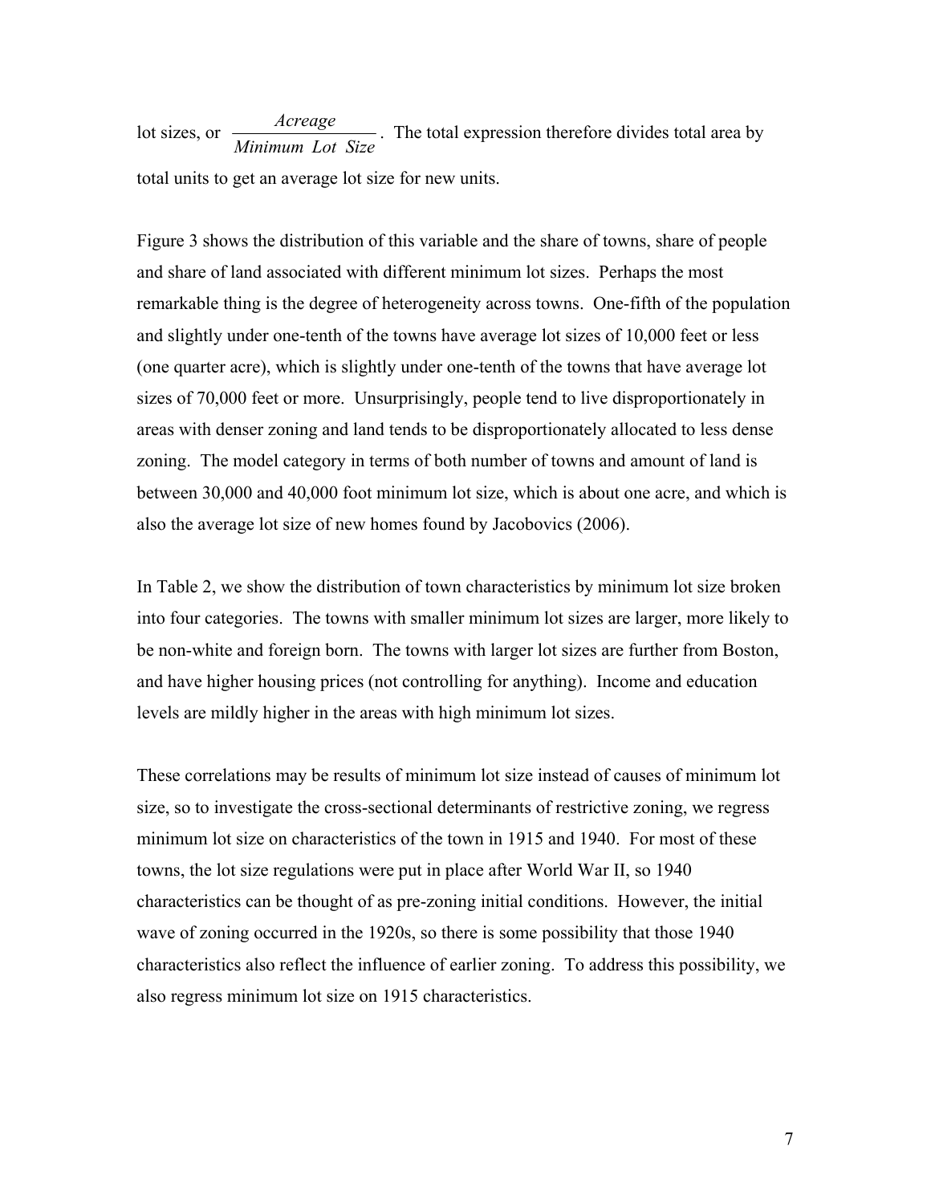lot sizes, or $\frac{Acreage}{Minimum\ \ Lot\ \ Size}$. The total expression therefore divides total area by total units to get an average lot size for new units.

Figure 3 shows the distribution of this variable and the share of towns, share of people and share of land associated with different minimum lot sizes. Perhaps the most remarkable thing is the degree of heterogeneity across towns. One-fifth of the population and slightly under one-tenth of the towns have average lot sizes of 10,000 feet or less (one quarter acre), which is slightly under one-tenth of the towns that have average lot sizes of 70,000 feet or more. Unsurprisingly, people tend to live disproportionately in areas with denser zoning and land tends to be disproportionately allocated to less dense zoning. The model category in terms of both number of towns and amount of land is between 30,000 and 40,000 foot minimum lot size, which is about one acre, and which is also the average lot size of new homes found by Jacobovics (2006).

In Table 2, we show the distribution of town characteristics by minimum lot size broken into four categories. The towns with smaller minimum lot sizes are larger, more likely to be non-white and foreign born. The towns with larger lot sizes are further from Boston, and have higher housing prices (not controlling for anything). Income and education levels are mildly higher in the areas with high minimum lot sizes.

These correlations may be results of minimum lot size instead of causes of minimum lot size, so to investigate the cross-sectional determinants of restrictive zoning, we regress minimum lot size on characteristics of the town in 1915 and 1940. For most of these towns, the lot size regulations were put in place after World War II, so 1940 characteristics can be thought of as pre-zoning initial conditions. However, the initial wave of zoning occurred in the 1920s, so there is some possibility that those 1940 characteristics also reflect the influence of earlier zoning. To address this possibility, we also regress minimum lot size on 1915 characteristics.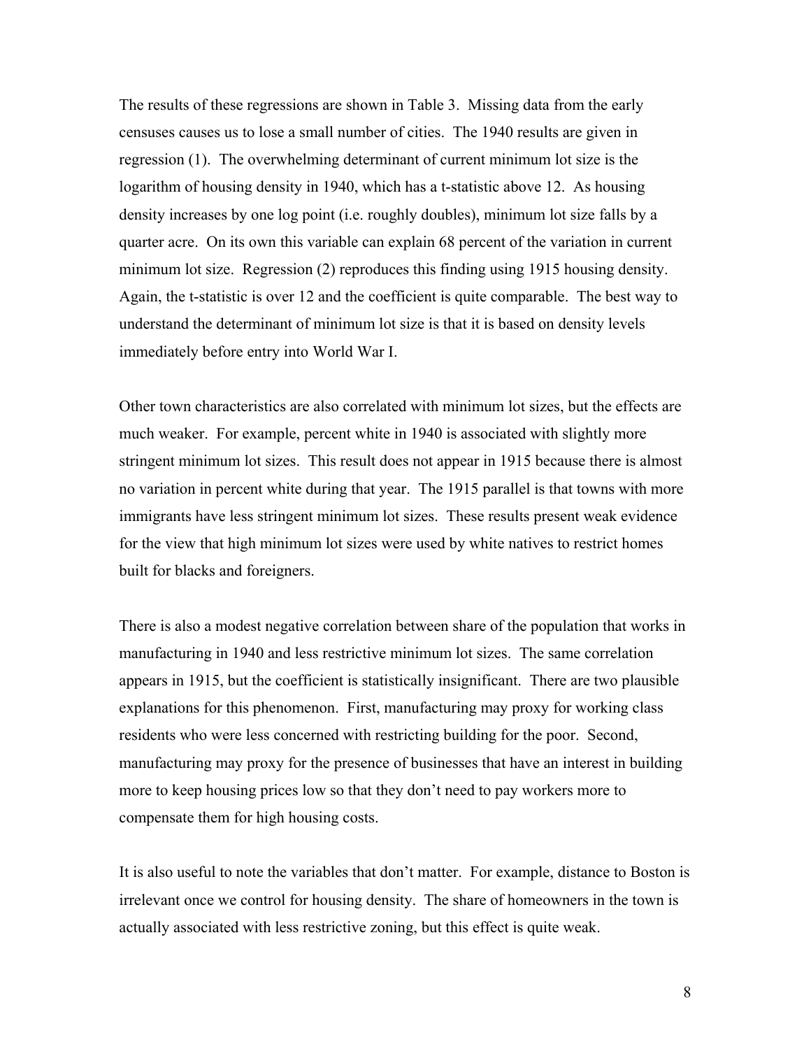The results of these regressions are shown in Table 3. Missing data from the early censuses causes us to lose a small number of cities. The 1940 results are given in regression (1). The overwhelming determinant of current minimum lot size is the logarithm of housing density in 1940, which has a t-statistic above 12. As housing density increases by one log point (i.e. roughly doubles), minimum lot size falls by a quarter acre. On its own this variable can explain 68 percent of the variation in current minimum lot size. Regression (2) reproduces this finding using 1915 housing density. Again, the t-statistic is over 12 and the coefficient is quite comparable. The best way to understand the determinant of minimum lot size is that it is based on density levels immediately before entry into World War I.

Other town characteristics are also correlated with minimum lot sizes, but the effects are much weaker. For example, percent white in 1940 is associated with slightly more stringent minimum lot sizes. This result does not appear in 1915 because there is almost no variation in percent white during that year. The 1915 parallel is that towns with more immigrants have less stringent minimum lot sizes. These results present weak evidence for the view that high minimum lot sizes were used by white natives to restrict homes built for blacks and foreigners.

There is also a modest negative correlation between share of the population that works in manufacturing in 1940 and less restrictive minimum lot sizes. The same correlation appears in 1915, but the coefficient is statistically insignificant. There are two plausible explanations for this phenomenon. First, manufacturing may proxy for working class residents who were less concerned with restricting building for the poor. Second, manufacturing may proxy for the presence of businesses that have an interest in building more to keep housing prices low so that they don't need to pay workers more to compensate them for high housing costs.

It is also useful to note the variables that don't matter. For example, distance to Boston is irrelevant once we control for housing density. The share of homeowners in the town is actually associated with less restrictive zoning, but this effect is quite weak.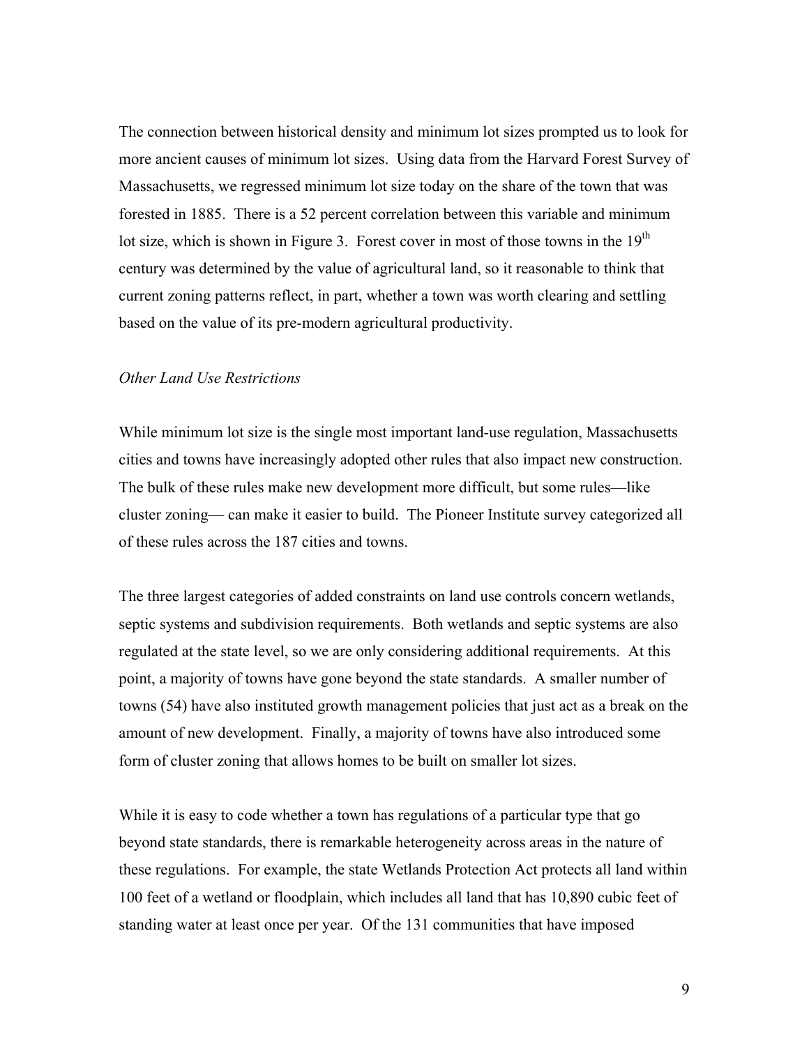The connection between historical density and minimum lot sizes prompted us to look for more ancient causes of minimum lot sizes. Using data from the Harvard Forest Survey of Massachusetts, we regressed minimum lot size today on the share of the town that was forested in 1885. There is a 52 percent correlation between this variable and minimum lot size, which is shown in Figure 3. Forest cover in most of those towns in the 19th century was determined by the value of agricultural land, so it reasonable to think that current zoning patterns reflect, in part, whether a town was worth clearing and settling based on the value of its pre-modern agricultural productivity.

*Other Land Use Restrictions*

While minimum lot size is the single most important land-use regulation, Massachusetts cities and towns have increasingly adopted other rules that also impact new construction. The bulk of these rules make new development more difficult, but some rules—like cluster zoning— can make it easier to build. The Pioneer Institute survey categorized all of these rules across the 187 cities and towns.

The three largest categories of added constraints on land use controls concern wetlands, septic systems and subdivision requirements. Both wetlands and septic systems are also regulated at the state level, so we are only considering additional requirements. At this point, a majority of towns have gone beyond the state standards. A smaller number of towns (54) have also instituted growth management policies that just act as a break on the amount of new development. Finally, a majority of towns have also introduced some form of cluster zoning that allows homes to be built on smaller lot sizes.

While it is easy to code whether a town has regulations of a particular type that go beyond state standards, there is remarkable heterogeneity across areas in the nature of these regulations. For example, the state Wetlands Protection Act protects all land within 100 feet of a wetland or floodplain, which includes all land that has 10,890 cubic feet of standing water at least once per year. Of the 131 communities that have imposed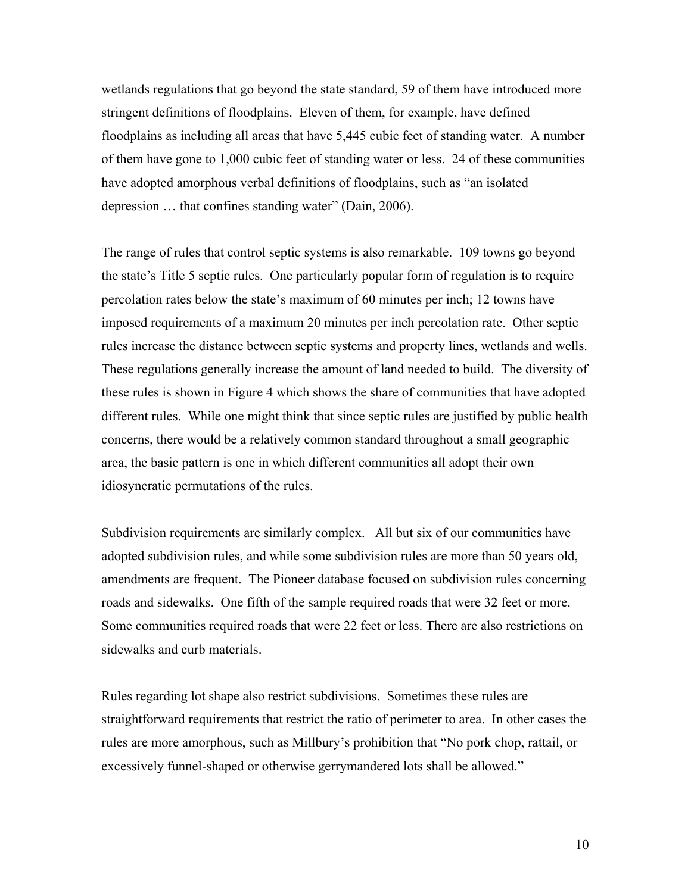wetlands regulations that go beyond the state standard, 59 of them have introduced more stringent definitions of floodplains. Eleven of them, for example, have defined floodplains as including all areas that have 5,445 cubic feet of standing water. A number of them have gone to 1,000 cubic feet of standing water or less. 24 of these communities have adopted amorphous verbal definitions of floodplains, such as "an isolated depression … that confines standing water" (Dain, 2006).

The range of rules that control septic systems is also remarkable. 109 towns go beyond the state's Title 5 septic rules. One particularly popular form of regulation is to require percolation rates below the state's maximum of 60 minutes per inch; 12 towns have imposed requirements of a maximum 20 minutes per inch percolation rate. Other septic rules increase the distance between septic systems and property lines, wetlands and wells. These regulations generally increase the amount of land needed to build. The diversity of these rules is shown in Figure 4 which shows the share of communities that have adopted different rules. While one might think that since septic rules are justified by public health concerns, there would be a relatively common standard throughout a small geographic area, the basic pattern is one in which different communities all adopt their own idiosyncratic permutations of the rules.

Subdivision requirements are similarly complex. All but six of our communities have adopted subdivision rules, and while some subdivision rules are more than 50 years old, amendments are frequent. The Pioneer database focused on subdivision rules concerning roads and sidewalks. One fifth of the sample required roads that were 32 feet or more. Some communities required roads that were 22 feet or less. There are also restrictions on sidewalks and curb materials.

Rules regarding lot shape also restrict subdivisions. Sometimes these rules are straightforward requirements that restrict the ratio of perimeter to area. In other cases the rules are more amorphous, such as Millbury's prohibition that "No pork chop, rattail, or excessively funnel-shaped or otherwise gerrymandered lots shall be allowed."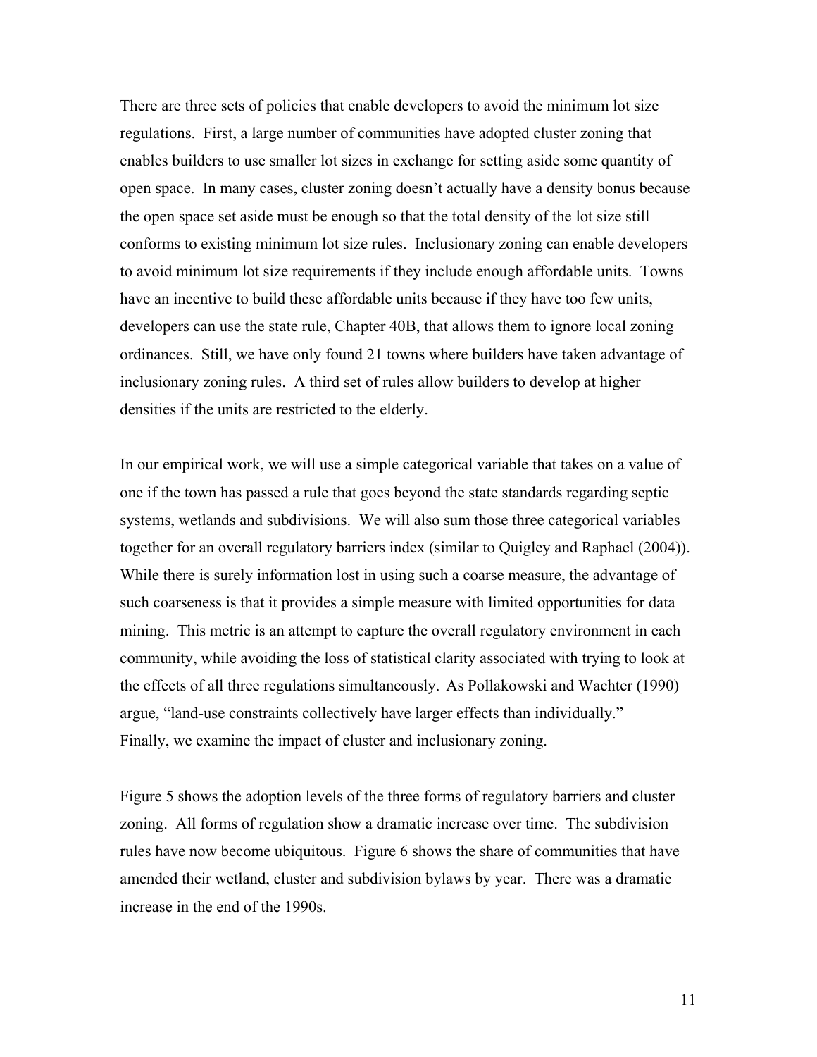There are three sets of policies that enable developers to avoid the minimum lot size regulations. First, a large number of communities have adopted cluster zoning that enables builders to use smaller lot sizes in exchange for setting aside some quantity of open space. In many cases, cluster zoning doesn't actually have a density bonus because the open space set aside must be enough so that the total density of the lot size still conforms to existing minimum lot size rules. Inclusionary zoning can enable developers to avoid minimum lot size requirements if they include enough affordable units. Towns have an incentive to build these affordable units because if they have too few units, developers can use the state rule, Chapter 40B, that allows them to ignore local zoning ordinances. Still, we have only found 21 towns where builders have taken advantage of inclusionary zoning rules. A third set of rules allow builders to develop at higher densities if the units are restricted to the elderly.

In our empirical work, we will use a simple categorical variable that takes on a value of one if the town has passed a rule that goes beyond the state standards regarding septic systems, wetlands and subdivisions. We will also sum those three categorical variables together for an overall regulatory barriers index (similar to Quigley and Raphael (2004)). While there is surely information lost in using such a coarse measure, the advantage of such coarseness is that it provides a simple measure with limited opportunities for data mining. This metric is an attempt to capture the overall regulatory environment in each community, while avoiding the loss of statistical clarity associated with trying to look at the effects of all three regulations simultaneously. As Pollakowski and Wachter (1990) argue, "land-use constraints collectively have larger effects than individually." Finally, we examine the impact of cluster and inclusionary zoning.

Figure 5 shows the adoption levels of the three forms of regulatory barriers and cluster zoning. All forms of regulation show a dramatic increase over time. The subdivision rules have now become ubiquitous. Figure 6 shows the share of communities that have amended their wetland, cluster and subdivision bylaws by year. There was a dramatic increase in the end of the 1990s.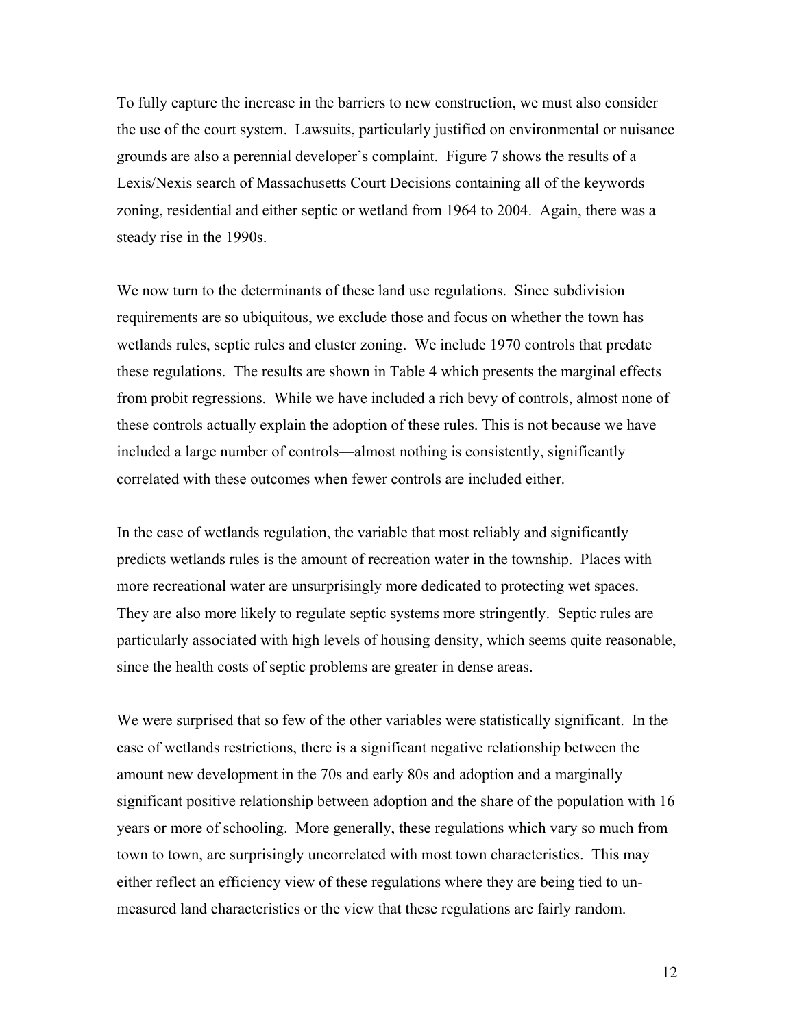To fully capture the increase in the barriers to new construction, we must also consider the use of the court system. Lawsuits, particularly justified on environmental or nuisance grounds are also a perennial developer's complaint. Figure 7 shows the results of a Lexis/Nexis search of Massachusetts Court Decisions containing all of the keywords zoning, residential and either septic or wetland from 1964 to 2004. Again, there was a steady rise in the 1990s.

We now turn to the determinants of these land use regulations. Since subdivision requirements are so ubiquitous, we exclude those and focus on whether the town has wetlands rules, septic rules and cluster zoning. We include 1970 controls that predate these regulations. The results are shown in Table 4 which presents the marginal effects from probit regressions. While we have included a rich bevy of controls, almost none of these controls actually explain the adoption of these rules. This is not because we have included a large number of controls—almost nothing is consistently, significantly correlated with these outcomes when fewer controls are included either.

In the case of wetlands regulation, the variable that most reliably and significantly predicts wetlands rules is the amount of recreation water in the township. Places with more recreational water are unsurprisingly more dedicated to protecting wet spaces. They are also more likely to regulate septic systems more stringently. Septic rules are particularly associated with high levels of housing density, which seems quite reasonable, since the health costs of septic problems are greater in dense areas.

We were surprised that so few of the other variables were statistically significant. In the case of wetlands restrictions, there is a significant negative relationship between the amount new development in the 70s and early 80s and adoption and a marginally significant positive relationship between adoption and the share of the population with 16 years or more of schooling. More generally, these regulations which vary so much from town to town, are surprisingly uncorrelated with most town characteristics. This may either reflect an efficiency view of these regulations where they are being tied to un-measured land characteristics or the view that these regulations are fairly random.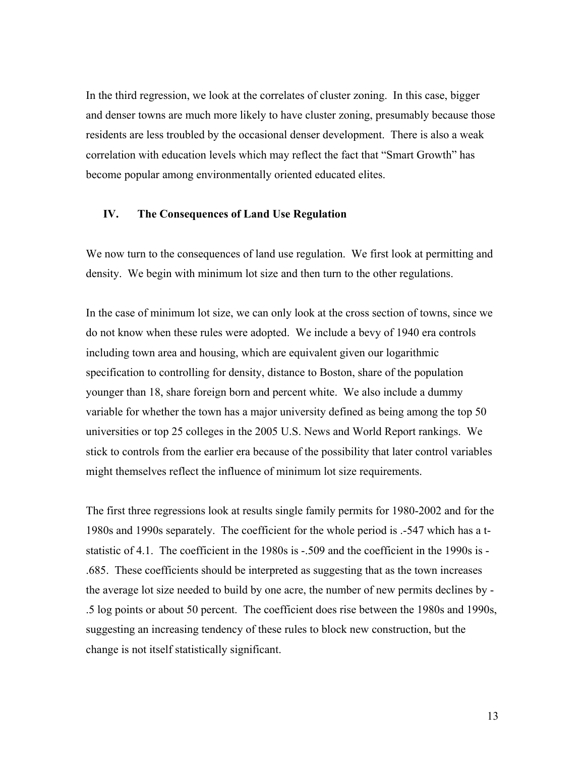In the third regression, we look at the correlates of cluster zoning. In this case, bigger and denser towns are much more likely to have cluster zoning, presumably because those residents are less troubled by the occasional denser development. There is also a weak correlation with education levels which may reflect the fact that "Smart Growth" has become popular among environmentally oriented educated elites.

## IV. The Consequences of Land Use Regulation

We now turn to the consequences of land use regulation. We first look at permitting and density. We begin with minimum lot size and then turn to the other regulations.

In the case of minimum lot size, we can only look at the cross section of towns, since we do not know when these rules were adopted. We include a bevy of 1940 era controls including town area and housing, which are equivalent given our logarithmic specification to controlling for density, distance to Boston, share of the population younger than 18, share foreign born and percent white. We also include a dummy variable for whether the town has a major university defined as being among the top 50 universities or top 25 colleges in the 2005 U.S. News and World Report rankings. We stick to controls from the earlier era because of the possibility that later control variables might themselves reflect the influence of minimum lot size requirements.

The first three regressions look at results single family permits for 1980-2002 and for the 1980s and 1990s separately. The coefficient for the whole period is .-547 which has a t-statistic of 4.1. The coefficient in the 1980s is -.509 and the coefficient in the 1990s is -.685. These coefficients should be interpreted as suggesting that as the town increases the average lot size needed to build by one acre, the number of new permits declines by -.5 log points or about 50 percent. The coefficient does rise between the 1980s and 1990s, suggesting an increasing tendency of these rules to block new construction, but the change is not itself statistically significant.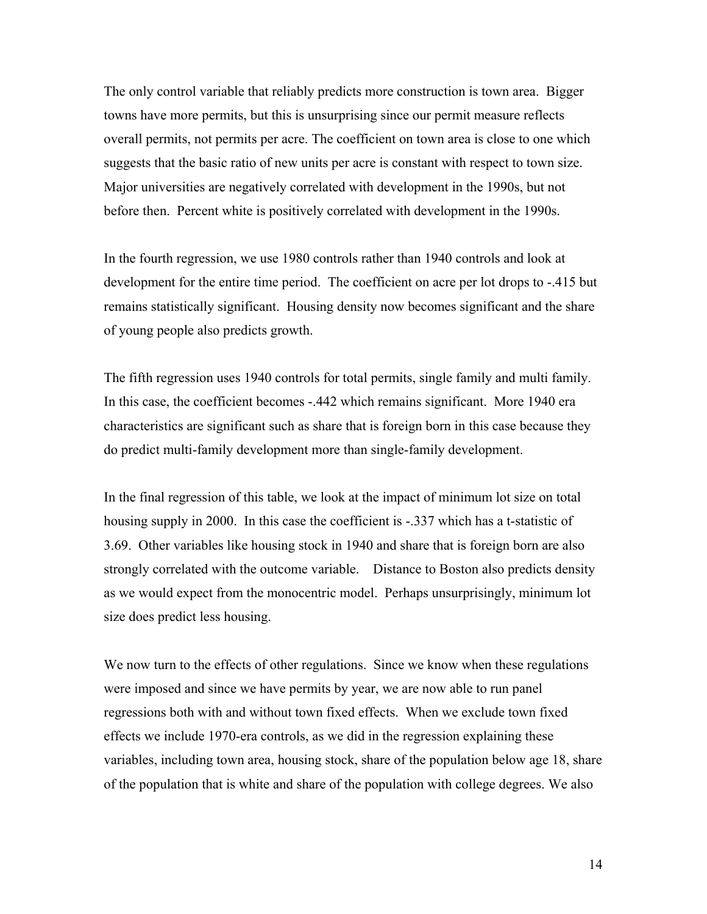The only control variable that reliably predicts more construction is town area. Bigger towns have more permits, but this is unsurprising since our permit measure reflects overall permits, not permits per acre. The coefficient on town area is close to one which suggests that the basic ratio of new units per acre is constant with respect to town size. Major universities are negatively correlated with development in the 1990s, but not before then. Percent white is positively correlated with development in the 1990s.

In the fourth regression, we use 1980 controls rather than 1940 controls and look at development for the entire time period. The coefficient on acre per lot drops to -.415 but remains statistically significant. Housing density now becomes significant and the share of young people also predicts growth.

The fifth regression uses 1940 controls for total permits, single family and multi family. In this case, the coefficient becomes -.442 which remains significant. More 1940 era characteristics are significant such as share that is foreign born in this case because they do predict multi-family development more than single-family development.

In the final regression of this table, we look at the impact of minimum lot size on total housing supply in 2000. In this case the coefficient is -.337 which has a t-statistic of 3.69. Other variables like housing stock in 1940 and share that is foreign born are also strongly correlated with the outcome variable. Distance to Boston also predicts density as we would expect from the monocentric model. Perhaps unsurprisingly, minimum lot size does predict less housing.

We now turn to the effects of other regulations. Since we know when these regulations were imposed and since we have permits by year, we are now able to run panel regressions both with and without town fixed effects. When we exclude town fixed effects we include 1970-era controls, as we did in the regression explaining these variables, including town area, housing stock, share of the population below age 18, share of the population that is white and share of the population with college degrees. We also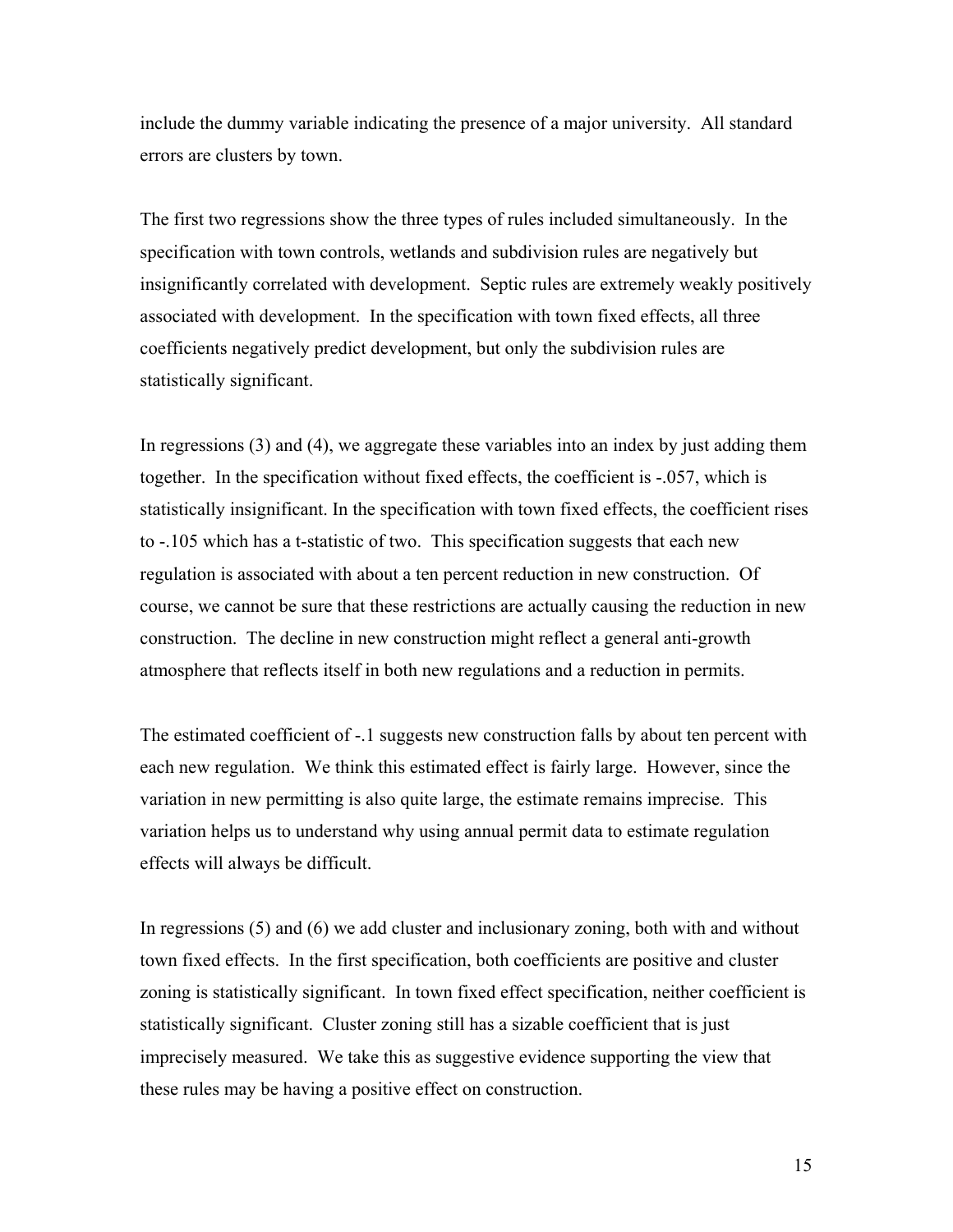include the dummy variable indicating the presence of a major university. All standard errors are clusters by town.

The first two regressions show the three types of rules included simultaneously. In the specification with town controls, wetlands and subdivision rules are negatively but insignificantly correlated with development. Septic rules are extremely weakly positively associated with development. In the specification with town fixed effects, all three coefficients negatively predict development, but only the subdivision rules are statistically significant.

In regressions (3) and (4), we aggregate these variables into an index by just adding them together. In the specification without fixed effects, the coefficient is -.057, which is statistically insignificant. In the specification with town fixed effects, the coefficient rises to -.105 which has a t-statistic of two. This specification suggests that each new regulation is associated with about a ten percent reduction in new construction. Of course, we cannot be sure that these restrictions are actually causing the reduction in new construction. The decline in new construction might reflect a general anti-growth atmosphere that reflects itself in both new regulations and a reduction in permits.

The estimated coefficient of -.1 suggests new construction falls by about ten percent with each new regulation. We think this estimated effect is fairly large. However, since the variation in new permitting is also quite large, the estimate remains imprecise. This variation helps us to understand why using annual permit data to estimate regulation effects will always be difficult.

In regressions (5) and (6) we add cluster and inclusionary zoning, both with and without town fixed effects. In the first specification, both coefficients are positive and cluster zoning is statistically significant. In town fixed effect specification, neither coefficient is statistically significant. Cluster zoning still has a sizable coefficient that is just imprecisely measured. We take this as suggestive evidence supporting the view that these rules may be having a positive effect on construction.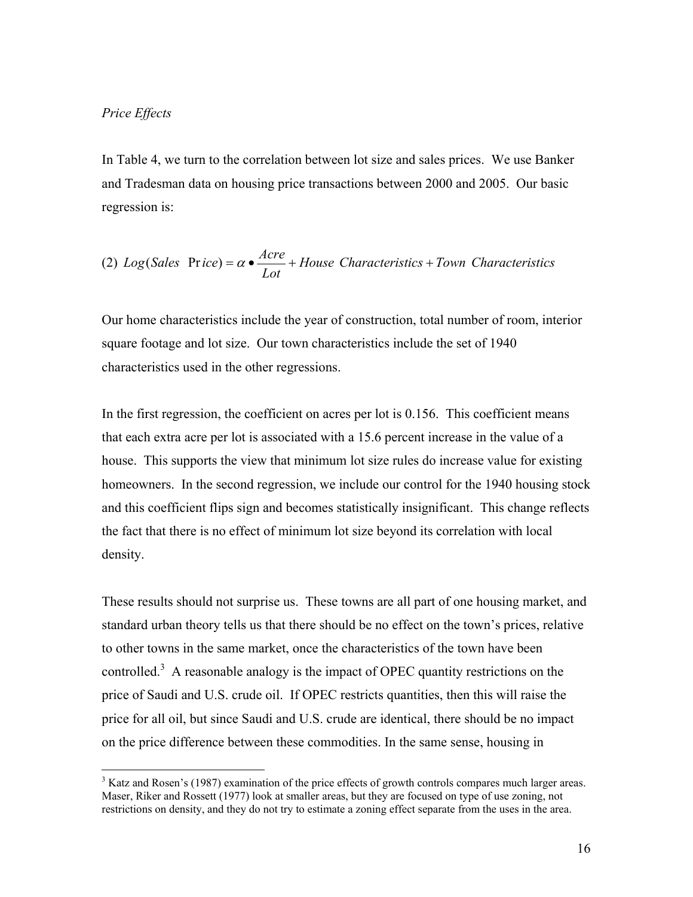*Price Effects*

In Table 4, we turn to the correlation between lot size and sales prices. We use Banker and Tradesman data on housing price transactions between 2000 and 2005. Our basic regression is:

$$(2)\ Log(Sales\ \ Price) = \alpha \bullet \frac{Acre}{Lot} + House\ \ Characteristics + Town\ \ Characteristics$$

Our home characteristics include the year of construction, total number of room, interior square footage and lot size. Our town characteristics include the set of 1940 characteristics used in the other regressions.

In the first regression, the coefficient on acres per lot is 0.156. This coefficient means that each extra acre per lot is associated with a 15.6 percent increase in the value of a house. This supports the view that minimum lot size rules do increase value for existing homeowners. In the second regression, we include our control for the 1940 housing stock and this coefficient flips sign and becomes statistically insignificant. This change reflects the fact that there is no effect of minimum lot size beyond its correlation with local density.

These results should not surprise us. These towns are all part of one housing market, and standard urban theory tells us that there should be no effect on the town's prices, relative to other towns in the same market, once the characteristics of the town have been controlled.[3] A reasonable analogy is the impact of OPEC quantity restrictions on the price of Saudi and U.S. crude oil. If OPEC restricts quantities, then this will raise the price for all oil, but since Saudi and U.S. crude are identical, there should be no impact on the price difference between these commodities. In the same sense, housing in

[3] Katz and Rosen's (1987) examination of the price effects of growth controls compares much larger areas. Maser, Riker and Rossett (1977) look at smaller areas, but they are focused on type of use zoning, not restrictions on density, and they do not try to estimate a zoning effect separate from the uses in the area.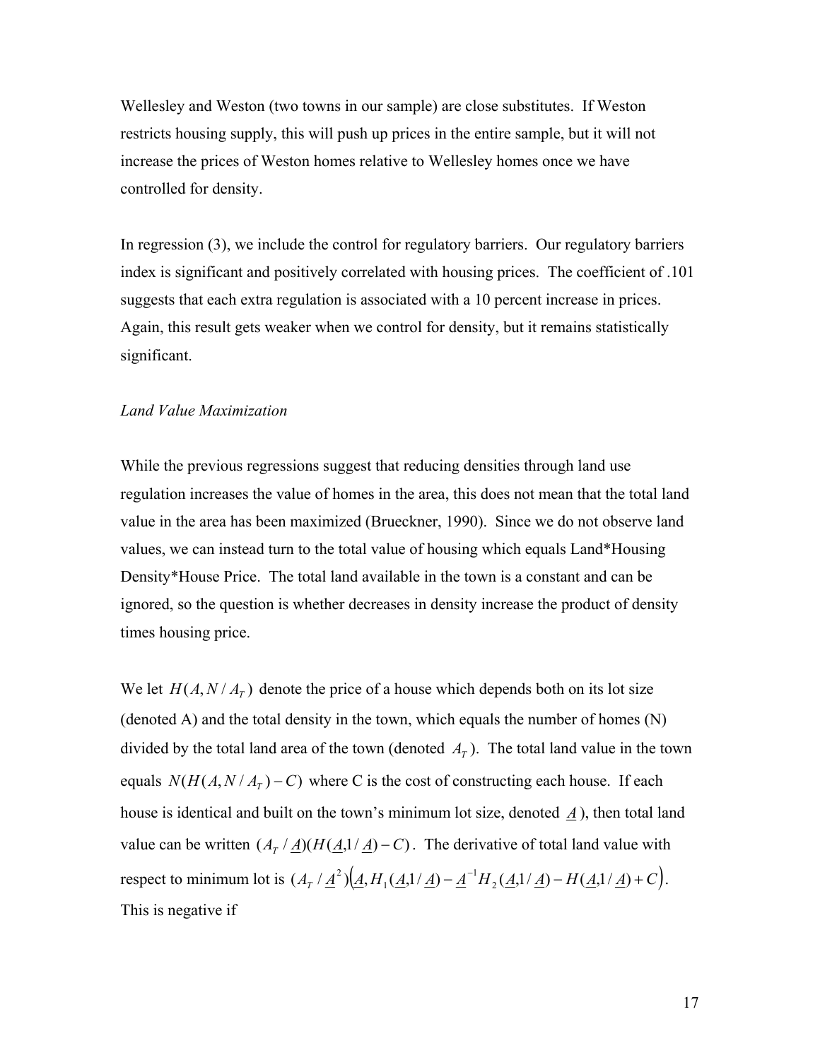Wellesley and Weston (two towns in our sample) are close substitutes. If Weston restricts housing supply, this will push up prices in the entire sample, but it will not increase the prices of Weston homes relative to Wellesley homes once we have controlled for density.

In regression (3), we include the control for regulatory barriers. Our regulatory barriers index is significant and positively correlated with housing prices. The coefficient of .101 suggests that each extra regulation is associated with a 10 percent increase in prices. Again, this result gets weaker when we control for density, but it remains statistically significant.

*Land Value Maximization*

While the previous regressions suggest that reducing densities through land use regulation increases the value of homes in the area, this does not mean that the total land value in the area has been maximized (Brueckner, 1990). Since we do not observe land values, we can instead turn to the total value of housing which equals Land*Housing Density*House Price. The total land available in the town is a constant and can be ignored, so the question is whether decreases in density increase the product of density times housing price.

We let $H(A, N/A_T)$ denote the price of a house which depends both on its lot size (denoted A) and the total density in the town, which equals the number of homes (N) divided by the total land area of the town (denoted $A_T$). The total land value in the town equals $N(H(A, N/A_T) - C)$ where C is the cost of constructing each house. If each house is identical and built on the town's minimum lot size, denoted $\underline{A}$), then total land value can be written $(A_T/\underline{A})(H(\underline{A}, 1/\underline{A}) - C)$. The derivative of total land value with respect to minimum lot is $(A_T/\underline{A}^2)\left(\underline{A}, H_1(\underline{A}, 1/\underline{A}) - \underline{A}^{-1}H_2(\underline{A}, 1/\underline{A}) - H(\underline{A}, 1/\underline{A}) + C\right)$. This is negative if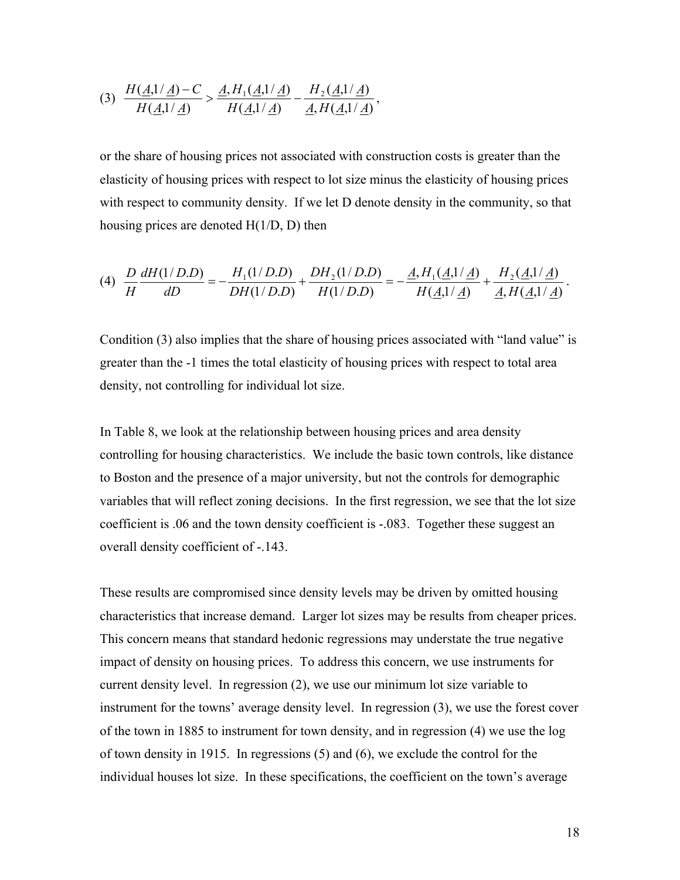$$(3)\quad \frac{H(\underline{A},1/\underline{A})-C}{H(\underline{A},1/\underline{A})} > \frac{\underline{A},H_1(\underline{A},1/\underline{A})}{H(\underline{A},1/\underline{A})} - \frac{H_2(\underline{A},1/\underline{A})}{\underline{A},H(\underline{A},1/\underline{A})},$$

or the share of housing prices not associated with construction costs is greater than the elasticity of housing prices with respect to lot size minus the elasticity of housing prices with respect to community density. If we let D denote density in the community, so that housing prices are denoted H(1/D, D) then

$$(4)\quad \frac{D}{H}\frac{dH(1/D.D)}{dD} = -\frac{H_1(1/D.D)}{DH(1/D.D)} + \frac{DH_2(1/D.D)}{H(1/D.D)} = -\frac{\underline{A},H_1(\underline{A},1/\underline{A})}{H(\underline{A},1/\underline{A})} + \frac{H_2(\underline{A},1/\underline{A})}{\underline{A},H(\underline{A},1/\underline{A})}.$$

Condition (3) also implies that the share of housing prices associated with "land value" is greater than the -1 times the total elasticity of housing prices with respect to total area density, not controlling for individual lot size.

In Table 8, we look at the relationship between housing prices and area density controlling for housing characteristics. We include the basic town controls, like distance to Boston and the presence of a major university, but not the controls for demographic variables that will reflect zoning decisions. In the first regression, we see that the lot size coefficient is .06 and the town density coefficient is -.083. Together these suggest an overall density coefficient of -.143.

These results are compromised since density levels may be driven by omitted housing characteristics that increase demand. Larger lot sizes may be results from cheaper prices. This concern means that standard hedonic regressions may understate the true negative impact of density on housing prices. To address this concern, we use instruments for current density level. In regression (2), we use our minimum lot size variable to instrument for the towns' average density level. In regression (3), we use the forest cover of the town in 1885 to instrument for town density, and in regression (4) we use the log of town density in 1915. In regressions (5) and (6), we exclude the control for the individual houses lot size. In these specifications, the coefficient on the town's average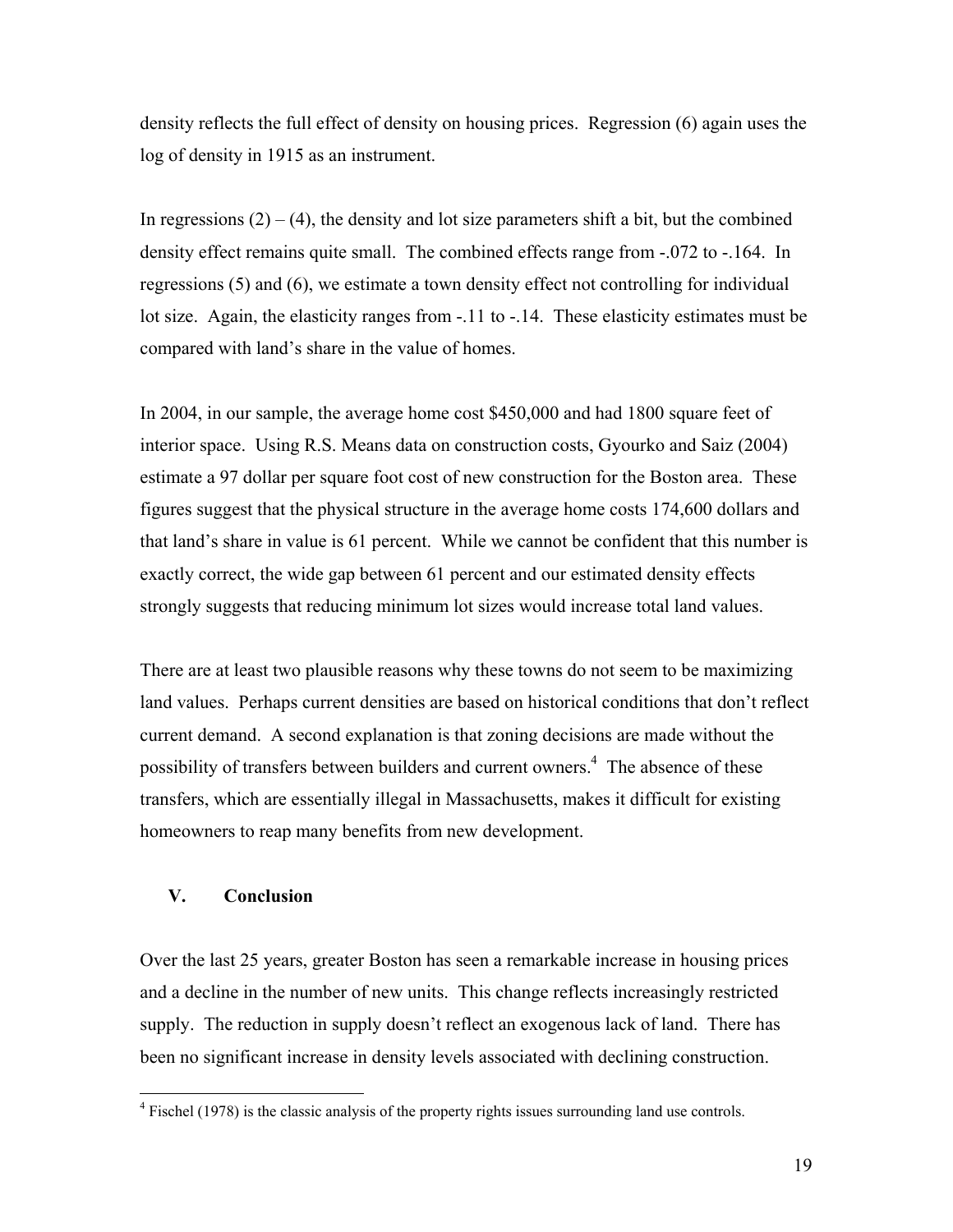density reflects the full effect of density on housing prices. Regression (6) again uses the log of density in 1915 as an instrument.

In regressions (2) – (4), the density and lot size parameters shift a bit, but the combined density effect remains quite small. The combined effects range from -.072 to -.164. In regressions (5) and (6), we estimate a town density effect not controlling for individual lot size. Again, the elasticity ranges from -.11 to -.14. These elasticity estimates must be compared with land's share in the value of homes.

In 2004, in our sample, the average home cost $450,000 and had 1800 square feet of interior space. Using R.S. Means data on construction costs, Gyourko and Saiz (2004) estimate a 97 dollar per square foot cost of new construction for the Boston area. These figures suggest that the physical structure in the average home costs 174,600 dollars and that land's share in value is 61 percent. While we cannot be confident that this number is exactly correct, the wide gap between 61 percent and our estimated density effects strongly suggests that reducing minimum lot sizes would increase total land values.

There are at least two plausible reasons why these towns do not seem to be maximizing land values. Perhaps current densities are based on historical conditions that don't reflect current demand. A second explanation is that zoning decisions are made without the possibility of transfers between builders and current owners.[4] The absence of these transfers, which are essentially illegal in Massachusetts, makes it difficult for existing homeowners to reap many benefits from new development.

## V. Conclusion

Over the last 25 years, greater Boston has seen a remarkable increase in housing prices and a decline in the number of new units. This change reflects increasingly restricted supply. The reduction in supply doesn't reflect an exogenous lack of land. There has been no significant increase in density levels associated with declining construction.

[4] Fischel (1978) is the classic analysis of the property rights issues surrounding land use controls.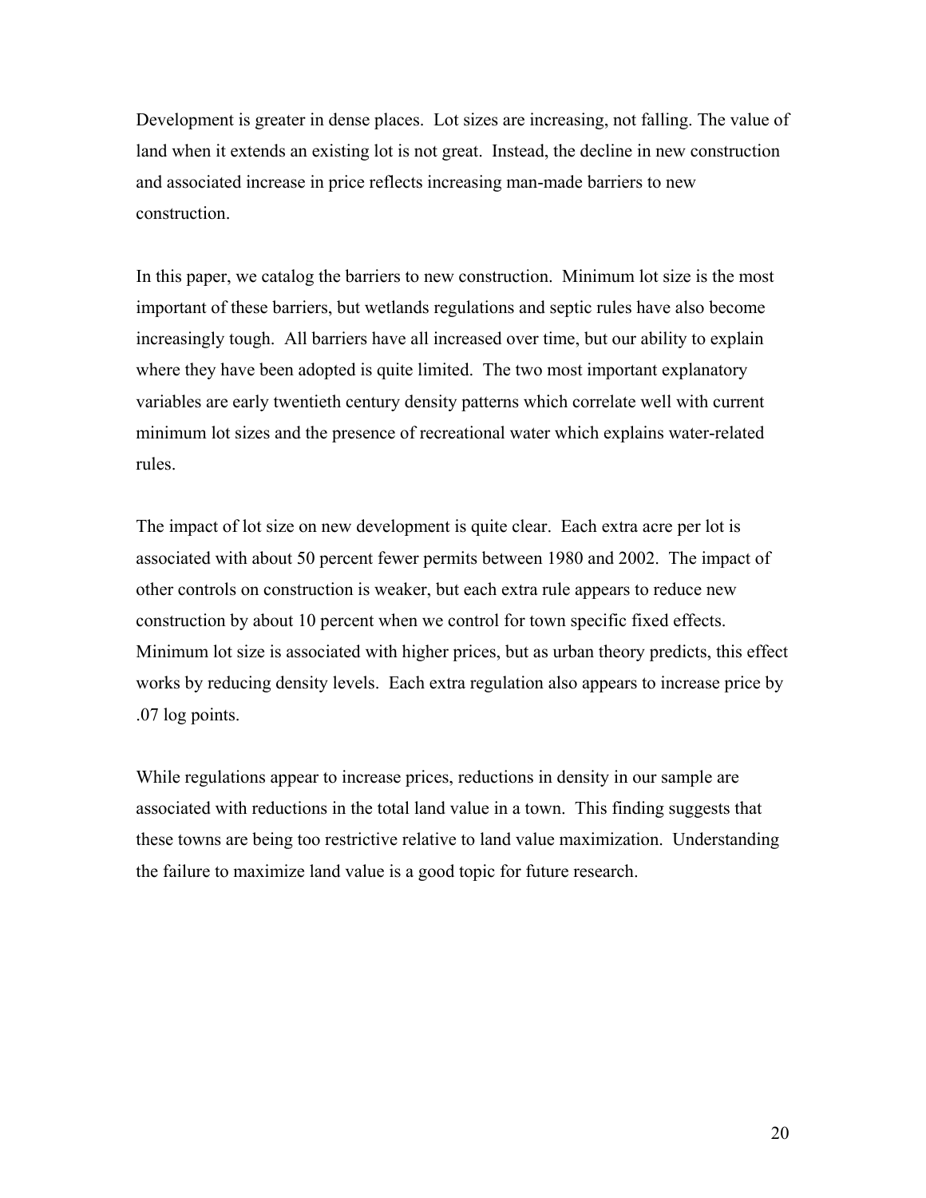Development is greater in dense places. Lot sizes are increasing, not falling. The value of land when it extends an existing lot is not great. Instead, the decline in new construction and associated increase in price reflects increasing man-made barriers to new construction.

In this paper, we catalog the barriers to new construction. Minimum lot size is the most important of these barriers, but wetlands regulations and septic rules have also become increasingly tough. All barriers have all increased over time, but our ability to explain where they have been adopted is quite limited. The two most important explanatory variables are early twentieth century density patterns which correlate well with current minimum lot sizes and the presence of recreational water which explains water-related rules.

The impact of lot size on new development is quite clear. Each extra acre per lot is associated with about 50 percent fewer permits between 1980 and 2002. The impact of other controls on construction is weaker, but each extra rule appears to reduce new construction by about 10 percent when we control for town specific fixed effects. Minimum lot size is associated with higher prices, but as urban theory predicts, this effect works by reducing density levels. Each extra regulation also appears to increase price by .07 log points.

While regulations appear to increase prices, reductions in density in our sample are associated with reductions in the total land value in a town. This finding suggests that these towns are being too restrictive relative to land value maximization. Understanding the failure to maximize land value is a good topic for future research.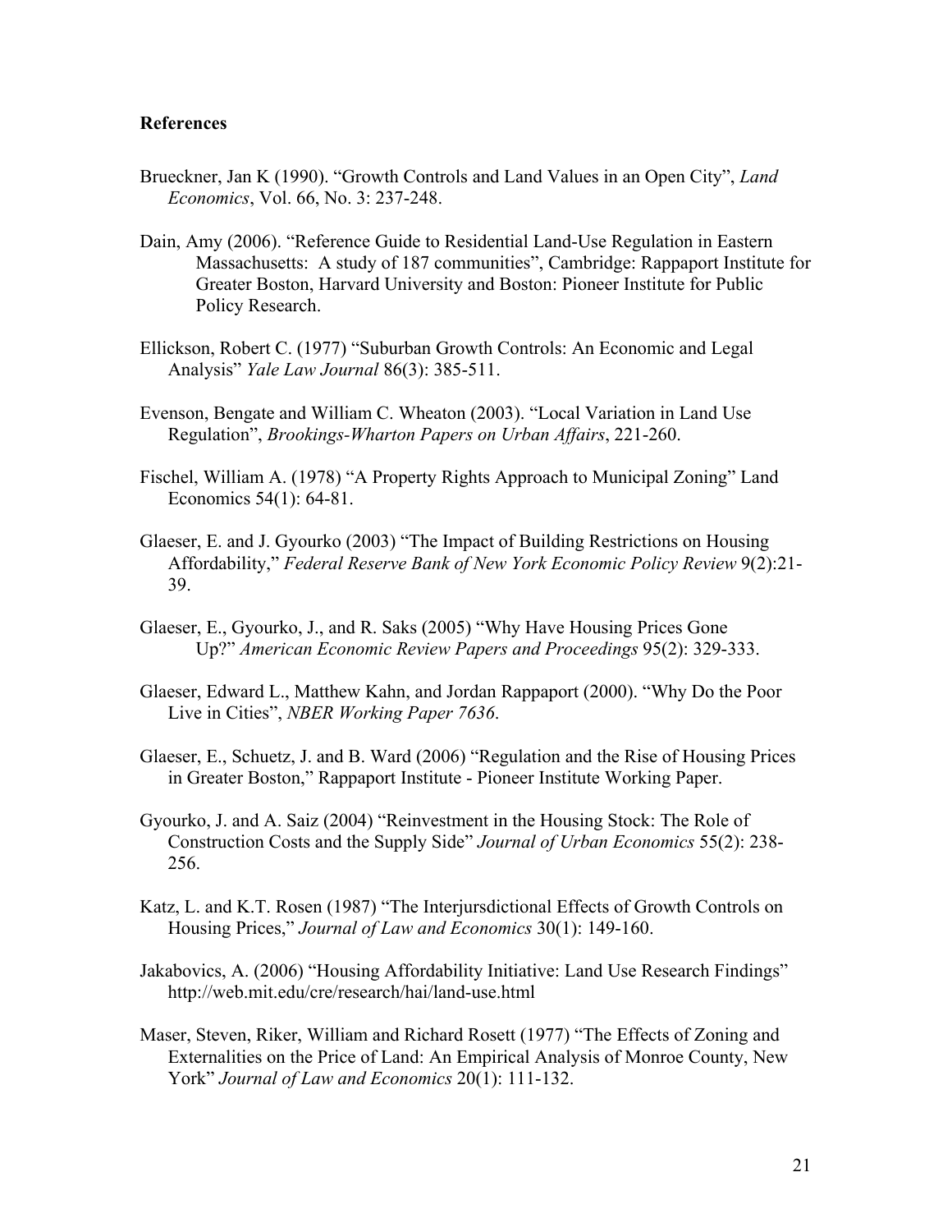### References

Brueckner, Jan K (1990). "Growth Controls and Land Values in an Open City", *Land Economics*, Vol. 66, No. 3: 237-248.

Dain, Amy (2006). "Reference Guide to Residential Land-Use Regulation in Eastern Massachusetts: A study of 187 communities", Cambridge: Rappaport Institute for Greater Boston, Harvard University and Boston: Pioneer Institute for Public Policy Research.

Ellickson, Robert C. (1977) "Suburban Growth Controls: An Economic and Legal Analysis" *Yale Law Journal* 86(3): 385-511.

Evenson, Bengate and William C. Wheaton (2003). "Local Variation in Land Use Regulation", *Brookings-Wharton Papers on Urban Affairs*, 221-260.

Fischel, William A. (1978) "A Property Rights Approach to Municipal Zoning" Land Economics 54(1): 64-81.

Glaeser, E. and J. Gyourko (2003) "The Impact of Building Restrictions on Housing Affordability," *Federal Reserve Bank of New York Economic Policy Review* 9(2):21-39.

Glaeser, E., Gyourko, J., and R. Saks (2005) "Why Have Housing Prices Gone Up?" *American Economic Review Papers and Proceedings* 95(2): 329-333.

Glaeser, Edward L., Matthew Kahn, and Jordan Rappaport (2000). "Why Do the Poor Live in Cities", *NBER Working Paper 7636*.

Glaeser, E., Schuetz, J. and B. Ward (2006) "Regulation and the Rise of Housing Prices in Greater Boston," Rappaport Institute - Pioneer Institute Working Paper.

Gyourko, J. and A. Saiz (2004) "Reinvestment in the Housing Stock: The Role of Construction Costs and the Supply Side" *Journal of Urban Economics* 55(2): 238-256.

Katz, L. and K.T. Rosen (1987) "The Interjursdictional Effects of Growth Controls on Housing Prices," *Journal of Law and Economics* 30(1): 149-160.

Jakabovics, A. (2006) "Housing Affordability Initiative: Land Use Research Findings" http://web.mit.edu/cre/research/hai/land-use.html

Maser, Steven, Riker, William and Richard Rosett (1977) "The Effects of Zoning and Externalities on the Price of Land: An Empirical Analysis of Monroe County, New York" *Journal of Law and Economics* 20(1): 111-132.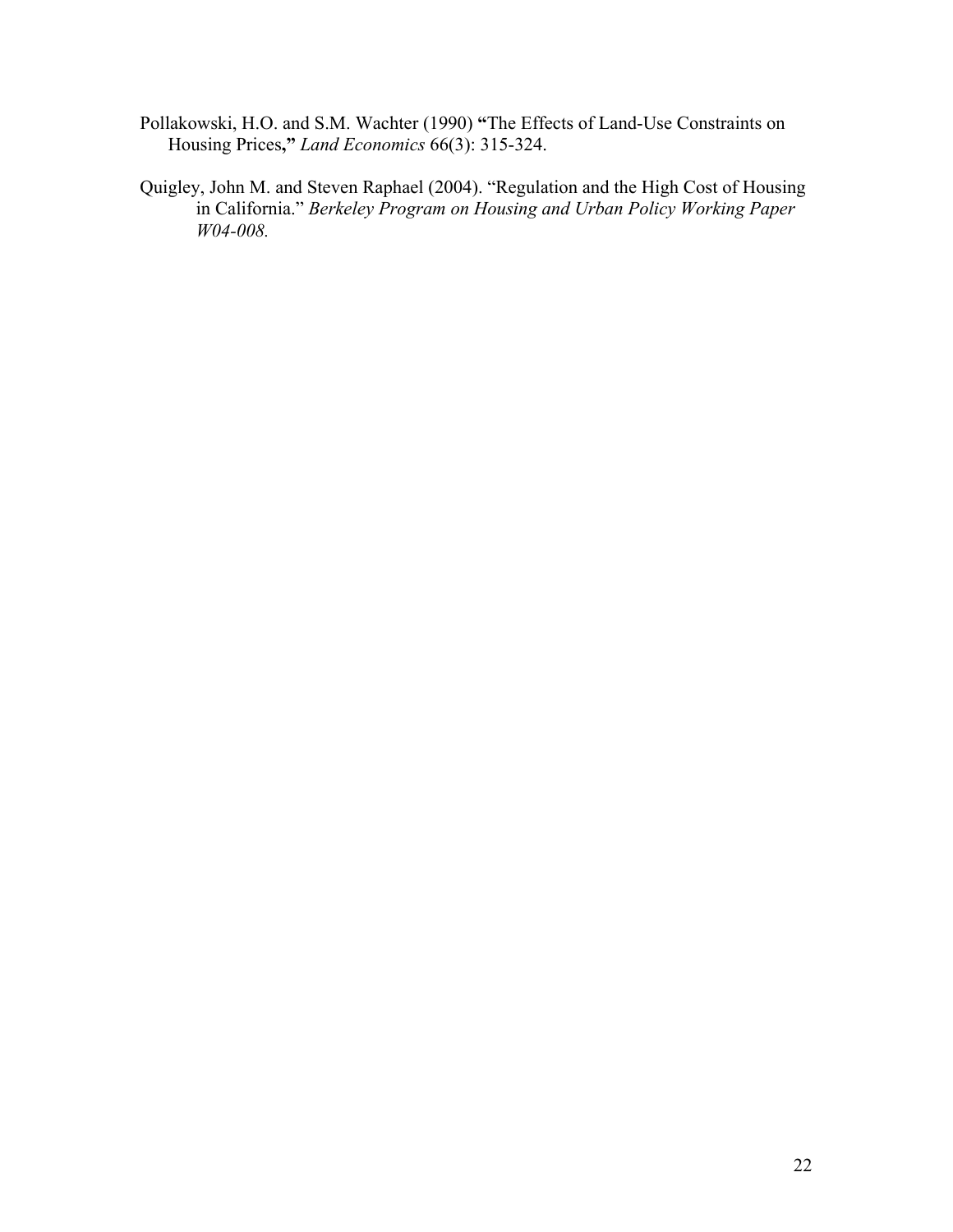Pollakowski, H.O. and S.M. Wachter (1990) **"**The Effects of Land-Use Constraints on Housing Prices**,"** *Land Economics* 66(3): 315-324.

Quigley, John M. and Steven Raphael (2004). "Regulation and the High Cost of Housing in California." *Berkeley Program on Housing and Urban Policy Working Paper W04-008.*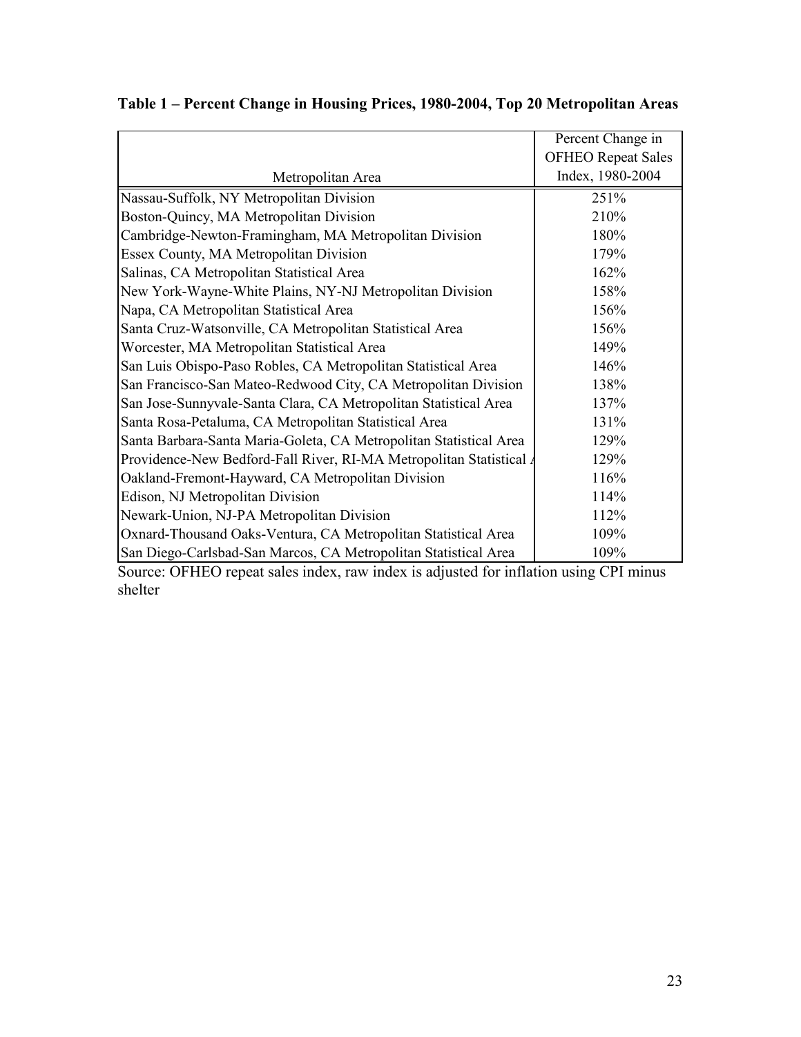**Table 1 – Percent Change in Housing Prices, 1980-2004, Top 20 Metropolitan Areas**

| Metropolitan Area | Percent Change in OFHEO Repeat Sales Index, 1980-2004 |
|---|---|
| Nassau-Suffolk, NY Metropolitan Division | 251% |
| Boston-Quincy, MA Metropolitan Division | 210% |
| Cambridge-Newton-Framingham, MA Metropolitan Division | 180% |
| Essex County, MA Metropolitan Division | 179% |
| Salinas, CA Metropolitan Statistical Area | 162% |
| New York-Wayne-White Plains, NY-NJ Metropolitan Division | 158% |
| Napa, CA Metropolitan Statistical Area | 156% |
| Santa Cruz-Watsonville, CA Metropolitan Statistical Area | 156% |
| Worcester, MA Metropolitan Statistical Area | 149% |
| San Luis Obispo-Paso Robles, CA Metropolitan Statistical Area | 146% |
| San Francisco-San Mateo-Redwood City, CA Metropolitan Division | 138% |
| San Jose-Sunnyvale-Santa Clara, CA Metropolitan Statistical Area | 137% |
| Santa Rosa-Petaluma, CA Metropolitan Statistical Area | 131% |
| Santa Barbara-Santa Maria-Goleta, CA Metropolitan Statistical Area | 129% |
| Providence-New Bedford-Fall River, RI-MA Metropolitan Statistical A | 129% |
| Oakland-Fremont-Hayward, CA Metropolitan Division | 116% |
| Edison, NJ Metropolitan Division | 114% |
| Newark-Union, NJ-PA Metropolitan Division | 112% |
| Oxnard-Thousand Oaks-Ventura, CA Metropolitan Statistical Area | 109% |
| San Diego-Carlsbad-San Marcos, CA Metropolitan Statistical Area | 109% |

Source: OFHEO repeat sales index, raw index is adjusted for inflation using CPI minus shelter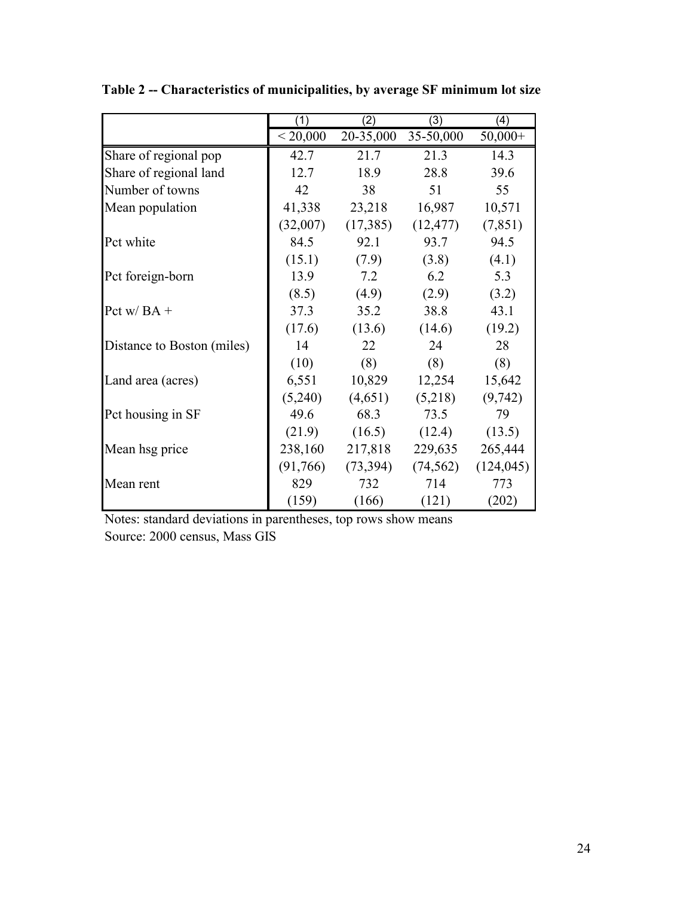**Table 2 -- Characteristics of municipalities, by average SF minimum lot size**

| | (1) | (2) | (3) | (4) |
|---|---|---|---|---|
| | < 20,000 | 20-35,000 | 35-50,000 | 50,000+ |
| Share of regional pop | 42.7 | 21.7 | 21.3 | 14.3 |
| Share of regional land | 12.7 | 18.9 | 28.8 | 39.6 |
| Number of towns | 42 | 38 | 51 | 55 |
| Mean population | 41,338 | 23,218 | 16,987 | 10,571 |
| | (32,007) | (17,385) | (12,477) | (7,851) |
| Pct white | 84.5 | 92.1 | 93.7 | 94.5 |
| | (15.1) | (7.9) | (3.8) | (4.1) |
| Pct foreign-born | 13.9 | 7.2 | 6.2 | 5.3 |
| | (8.5) | (4.9) | (2.9) | (3.2) |
| Pct w/ BA + | 37.3 | 35.2 | 38.8 | 43.1 |
| | (17.6) | (13.6) | (14.6) | (19.2) |
| Distance to Boston (miles) | 14 | 22 | 24 | 28 |
| | (10) | (8) | (8) | (8) |
| Land area (acres) | 6,551 | 10,829 | 12,254 | 15,642 |
| | (5,240) | (4,651) | (5,218) | (9,742) |
| Pct housing in SF | 49.6 | 68.3 | 73.5 | 79 |
| | (21.9) | (16.5) | (12.4) | (13.5) |
| Mean hsg price | 238,160 | 217,818 | 229,635 | 265,444 |
| | (91,766) | (73,394) | (74,562) | (124,045) |
| Mean rent | 829 | 732 | 714 | 773 |
| | (159) | (166) | (121) | (202) |

Notes: standard deviations in parentheses, top rows show means
Source: 2000 census, Mass GIS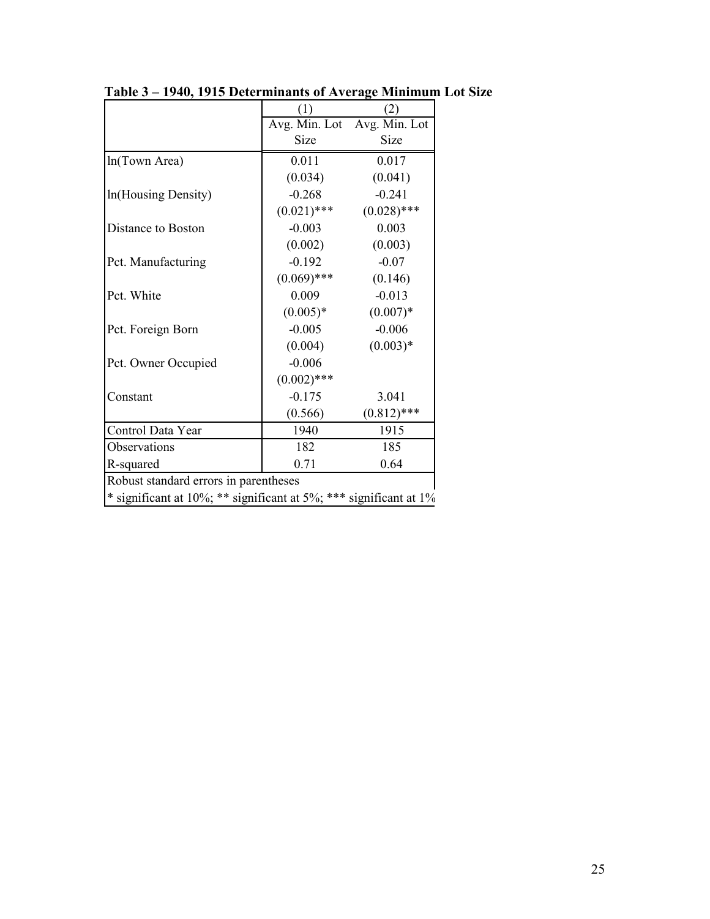**Table 3 – 1940, 1915 Determinants of Average Minimum Lot Size**

| | (1) | (2) |
|---|---|---|
| | Avg. Min. Lot Size | Avg. Min. Lot Size |
| ln(Town Area) | 0.011 | 0.017 |
| | (0.034) | (0.041) |
| ln(Housing Density) | -0.268 | -0.241 |
| | (0.021)*** | (0.028)*** |
| Distance to Boston | -0.003 | 0.003 |
| | (0.002) | (0.003) |
| Pct. Manufacturing | -0.192 | -0.07 |
| | (0.069)*** | (0.146) |
| Pct. White | 0.009 | -0.013 |
| | (0.005)* | (0.007)* |
| Pct. Foreign Born | -0.005 | -0.006 |
| | (0.004) | (0.003)* |
| Pct. Owner Occupied | -0.006 | |
| | (0.002)*** | |
| Constant | -0.175 | 3.041 |
| | (0.566) | (0.812)*** |
| Control Data Year | 1940 | 1915 |
| Observations | 182 | 185 |
| R-squared | 0.71 | 0.64 |

Robust standard errors in parentheses

* significant at 10%; ** significant at 5%; *** significant at 1%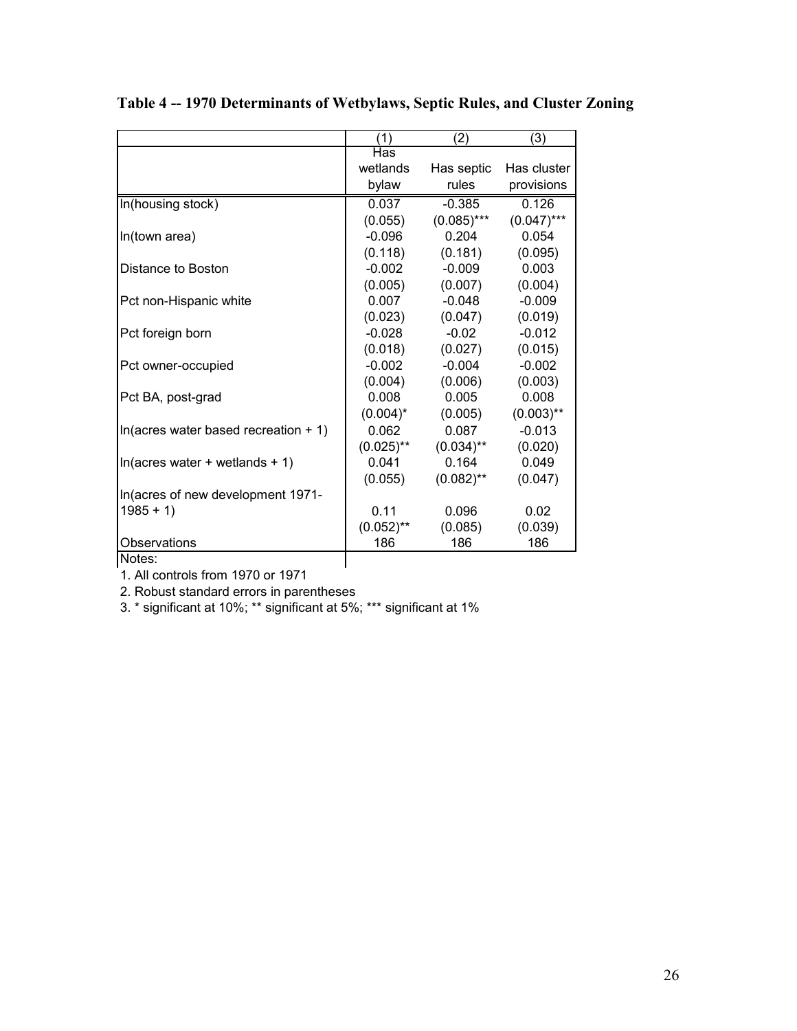# Table 4 -- 1970 Determinants of Wetbylaws, Septic Rules, and Cluster Zoning

| | (1) | (2) | (3) |
|---|---|---|---|
| | Has wetlands bylaw | Has septic rules | Has cluster provisions |
| ln(housing stock) | 0.037 | -0.385 | 0.126 |
| | (0.055) | (0.085)*** | (0.047)*** |
| ln(town area) | -0.096 | 0.204 | 0.054 |
| | (0.118) | (0.181) | (0.095) |
| Distance to Boston | -0.002 | -0.009 | 0.003 |
| | (0.005) | (0.007) | (0.004) |
| Pct non-Hispanic white | 0.007 | -0.048 | -0.009 |
| | (0.023) | (0.047) | (0.019) |
| Pct foreign born | -0.028 | -0.02 | -0.012 |
| | (0.018) | (0.027) | (0.015) |
| Pct owner-occupied | -0.002 | -0.004 | -0.002 |
| | (0.004) | (0.006) | (0.003) |
| Pct BA, post-grad | 0.008 | 0.005 | 0.008 |
| | (0.004)* | (0.005) | (0.003)** |
| ln(acres water based recreation + 1) | 0.062 | 0.087 | -0.013 |
| | (0.025)** | (0.034)** | (0.020) |
| ln(acres water + wetlands + 1) | 0.041 | 0.164 | 0.049 |
| | (0.055) | (0.082)** | (0.047) |
| ln(acres of new development 1971-1985 + 1) | 0.11 | 0.096 | 0.02 |
| | (0.052)** | (0.085) | (0.039) |
| Observations | 186 | 186 | 186 |

Notes:

1. All controls from 1970 or 1971
2. Robust standard errors in parentheses
3. * significant at 10%; ** significant at 5%; *** significant at 1%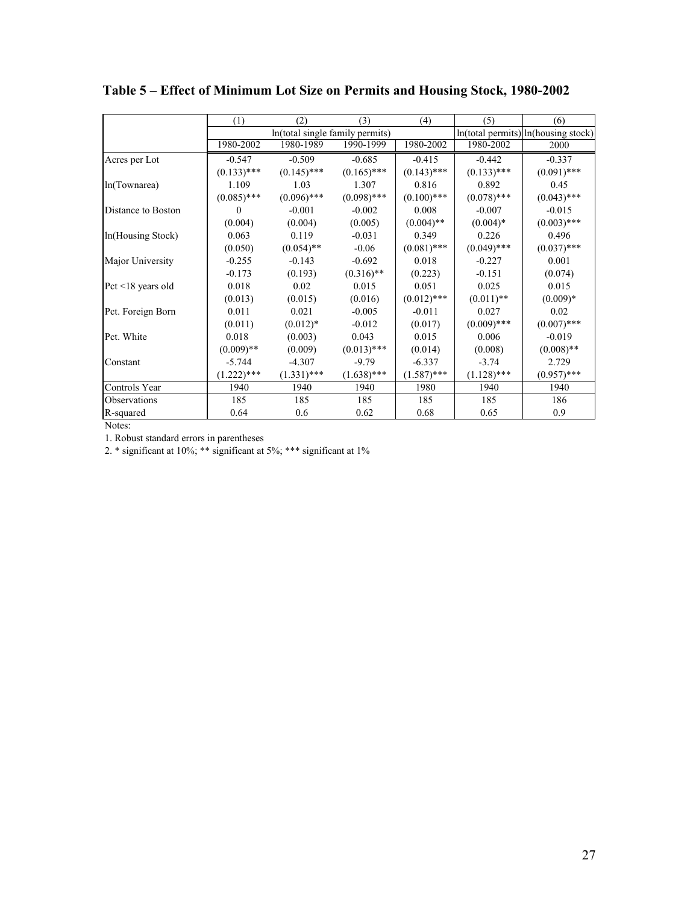# Table 5 – Effect of Minimum Lot Size on Permits and Housing Stock, 1980-2002

| | (1) | (2) | (3) | (4) | (5) | (6) |
|---|---|---|---|---|---|---|
| | ln(total single family permits) | | | | ln(total permits) | ln(housing stock) |
| | 1980-2002 | 1980-1989 | 1990-1999 | 1980-2002 | 1980-2002 | 2000 |
| Acres per Lot | -0.547 | -0.509 | -0.685 | -0.415 | -0.442 | -0.337 |
| | (0.133)*** | (0.145)*** | (0.165)*** | (0.143)*** | (0.133)*** | (0.091)*** |
| ln(Townarea) | 1.109 | 1.03 | 1.307 | 0.816 | 0.892 | 0.45 |
| | (0.085)*** | (0.096)*** | (0.098)*** | (0.100)*** | (0.078)*** | (0.043)*** |
| Distance to Boston | 0 | -0.001 | -0.002 | 0.008 | -0.007 | -0.015 |
| | (0.004) | (0.004) | (0.005) | (0.004)** | (0.004)* | (0.003)*** |
| ln(Housing Stock) | 0.063 | 0.119 | -0.031 | 0.349 | 0.226 | 0.496 |
| | (0.050) | (0.054)** | -0.06 | (0.081)*** | (0.049)*** | (0.037)*** |
| Major University | -0.255 | -0.143 | -0.692 | 0.018 | -0.227 | 0.001 |
| | -0.173 | (0.193) | (0.316)** | (0.223) | -0.151 | (0.074) |
| Pct <18 years old | 0.018 | 0.02 | 0.015 | 0.051 | 0.025 | 0.015 |
| | (0.013) | (0.015) | (0.016) | (0.012)*** | (0.011)** | (0.009)* |
| Pct. Foreign Born | 0.011 | 0.021 | -0.005 | -0.011 | 0.027 | 0.02 |
| | (0.011) | (0.012)* | -0.012 | (0.017) | (0.009)*** | (0.007)*** |
| Pct. White | 0.018 | (0.003) | 0.043 | 0.015 | 0.006 | -0.019 |
| | (0.009)** | (0.009) | (0.013)*** | (0.014) | (0.008) | (0.008)** |
| Constant | -5.744 | -4.307 | -9.79 | -6.337 | -3.74 | 2.729 |
| | (1.222)*** | (1.331)*** | (1.638)*** | (1.587)*** | (1.128)*** | (0.957)*** |
| Controls Year | 1940 | 1940 | 1940 | 1980 | 1940 | 1940 |
| Observations | 185 | 185 | 185 | 185 | 185 | 186 |
| R-squared | 0.64 | 0.6 | 0.62 | 0.68 | 0.65 | 0.9 |

Notes:

1. Robust standard errors in parentheses
2. * significant at 10%; ** significant at 5%; *** significant at 1%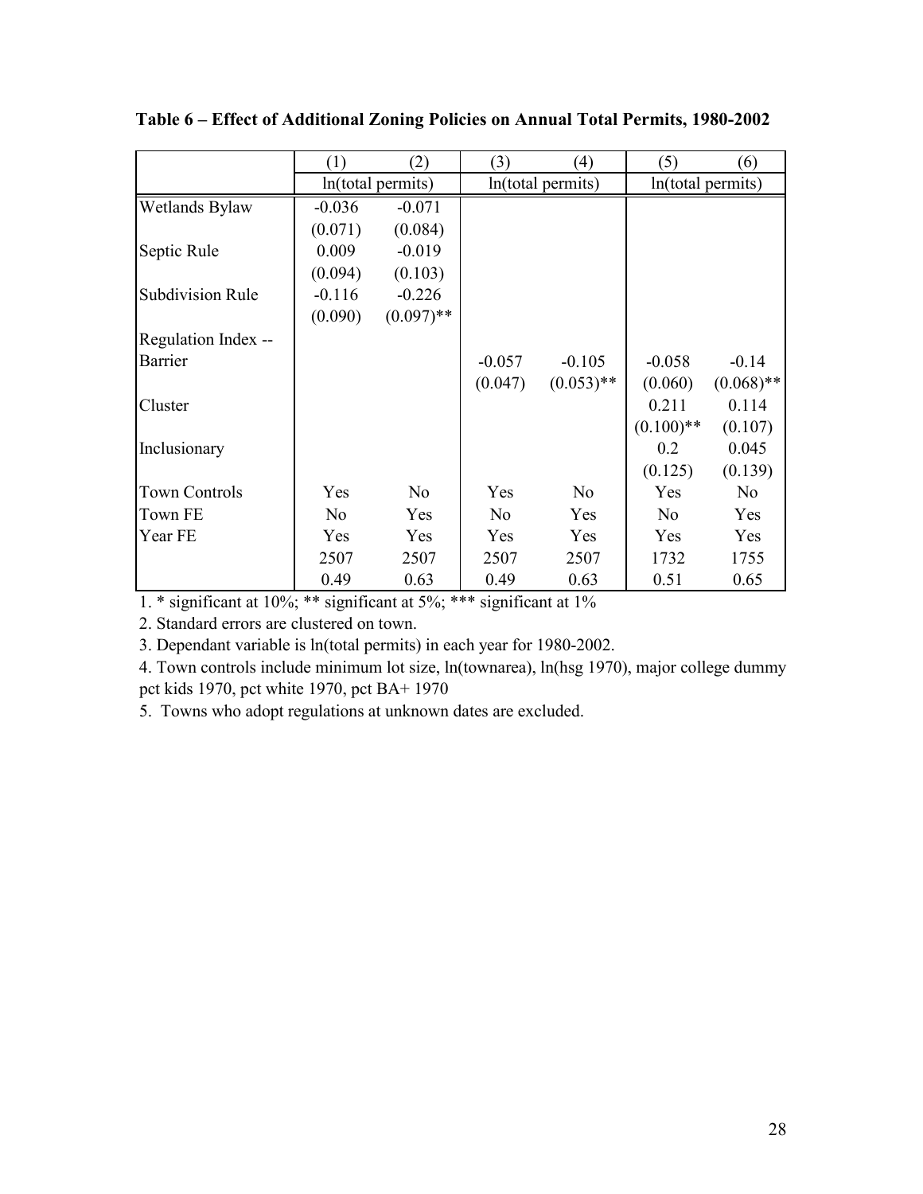**Table 6 – Effect of Additional Zoning Policies on Annual Total Permits, 1980-2002**

| | (1) | (2) | (3) | (4) | (5) | (6) |
|---|---|---|---|---|---|---|
| | ln(total permits) | | ln(total permits) | | ln(total permits) | |
| Wetlands Bylaw | -0.036 | -0.071 | | | | |
| | (0.071) | (0.084) | | | | |
| Septic Rule | 0.009 | -0.019 | | | | |
| | (0.094) | (0.103) | | | | |
| Subdivision Rule | -0.116 | -0.226 | | | | |
| | (0.090) | (0.097)** | | | | |
| Regulation Index -- | | | | | | |
| Barrier | | | -0.057 | -0.105 | -0.058 | -0.14 |
| | | | (0.047) | (0.053)** | (0.060) | (0.068)** |
| Cluster | | | | | 0.211 | 0.114 |
| | | | | | (0.100)** | (0.107) |
| Inclusionary | | | | | 0.2 | 0.045 |
| | | | | | (0.125) | (0.139) |
| Town Controls | Yes | No | Yes | No | Yes | No |
| Town FE | No | Yes | No | Yes | No | Yes |
| Year FE | Yes | Yes | Yes | Yes | Yes | Yes |
| | 2507 | 2507 | 2507 | 2507 | 1732 | 1755 |
| | 0.49 | 0.63 | 0.49 | 0.63 | 0.51 | 0.65 |

1. * significant at 10%; ** significant at 5%; *** significant at 1%

2. Standard errors are clustered on town.

3. Dependant variable is ln(total permits) in each year for 1980-2002.

4. Town controls include minimum lot size, ln(townarea), ln(hsg 1970), major college dummy pct kids 1970, pct white 1970, pct BA+ 1970

5. Towns who adopt regulations at unknown dates are excluded.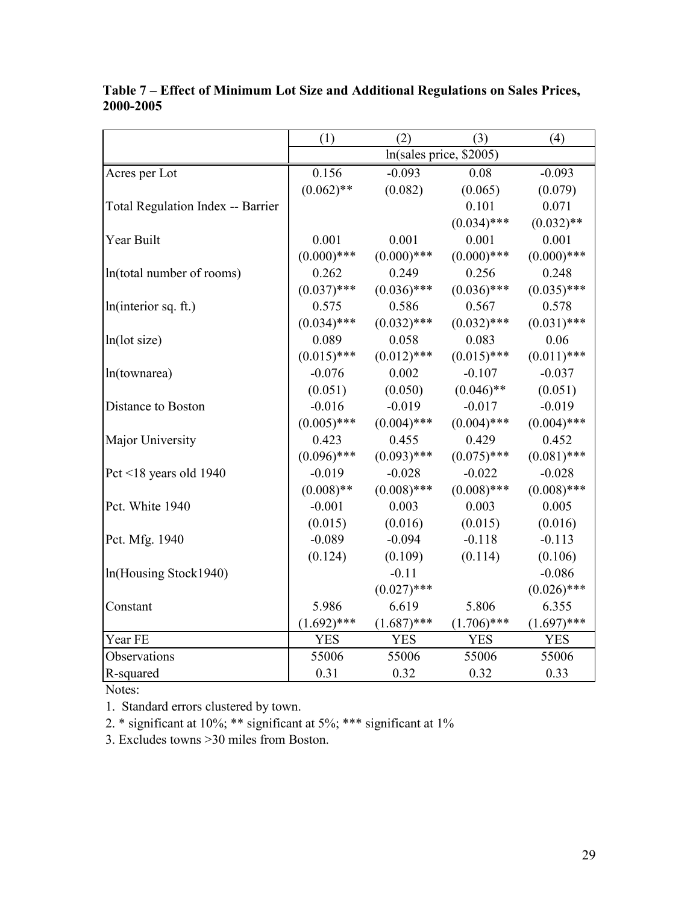**Table 7 – Effect of Minimum Lot Size and Additional Regulations on Sales Prices, 2000-2005**

| | (1) | (2) | (3) | (4) |
|---|---|---|---|---|
| | ln(sales price, $2005) | | | |
| Acres per Lot | 0.156 | -0.093 | 0.08 | -0.093 |
| | (0.062)** | (0.082) | (0.065) | (0.079) |
| Total Regulation Index -- Barrier | | | 0.101 | 0.071 |
| | | | (0.034)*** | (0.032)** |
| Year Built | 0.001 | 0.001 | 0.001 | 0.001 |
| | (0.000)*** | (0.000)*** | (0.000)*** | (0.000)*** |
| ln(total number of rooms) | 0.262 | 0.249 | 0.256 | 0.248 |
| | (0.037)*** | (0.036)*** | (0.036)*** | (0.035)*** |
| ln(interior sq. ft.) | 0.575 | 0.586 | 0.567 | 0.578 |
| | (0.034)*** | (0.032)*** | (0.032)*** | (0.031)*** |
| ln(lot size) | 0.089 | 0.058 | 0.083 | 0.06 |
| | (0.015)*** | (0.012)*** | (0.015)*** | (0.011)*** |
| ln(townarea) | -0.076 | 0.002 | -0.107 | -0.037 |
| | (0.051) | (0.050) | (0.046)** | (0.051) |
| Distance to Boston | -0.016 | -0.019 | -0.017 | -0.019 |
| | (0.005)*** | (0.004)*** | (0.004)*** | (0.004)*** |
| Major University | 0.423 | 0.455 | 0.429 | 0.452 |
| | (0.096)*** | (0.093)*** | (0.075)*** | (0.081)*** |
| Pct <18 years old 1940 | -0.019 | -0.028 | -0.022 | -0.028 |
| | (0.008)** | (0.008)*** | (0.008)*** | (0.008)*** |
| Pct. White 1940 | -0.001 | 0.003 | 0.003 | 0.005 |
| | (0.015) | (0.016) | (0.015) | (0.016) |
| Pct. Mfg. 1940 | -0.089 | -0.094 | -0.118 | -0.113 |
| | (0.124) | (0.109) | (0.114) | (0.106) |
| ln(Housing Stock1940) | | -0.11 | | -0.086 |
| | | (0.027)*** | | (0.026)*** |
| Constant | 5.986 | 6.619 | 5.806 | 6.355 |
| | (1.692)*** | (1.687)*** | (1.706)*** | (1.697)*** |
| Year FE | YES | YES | YES | YES |
| Observations | 55006 | 55006 | 55006 | 55006 |
| R-squared | 0.31 | 0.32 | 0.32 | 0.33 |

Notes:

1. Standard errors clustered by town.
2. * significant at 10%; ** significant at 5%; *** significant at 1%
3. Excludes towns >30 miles from Boston.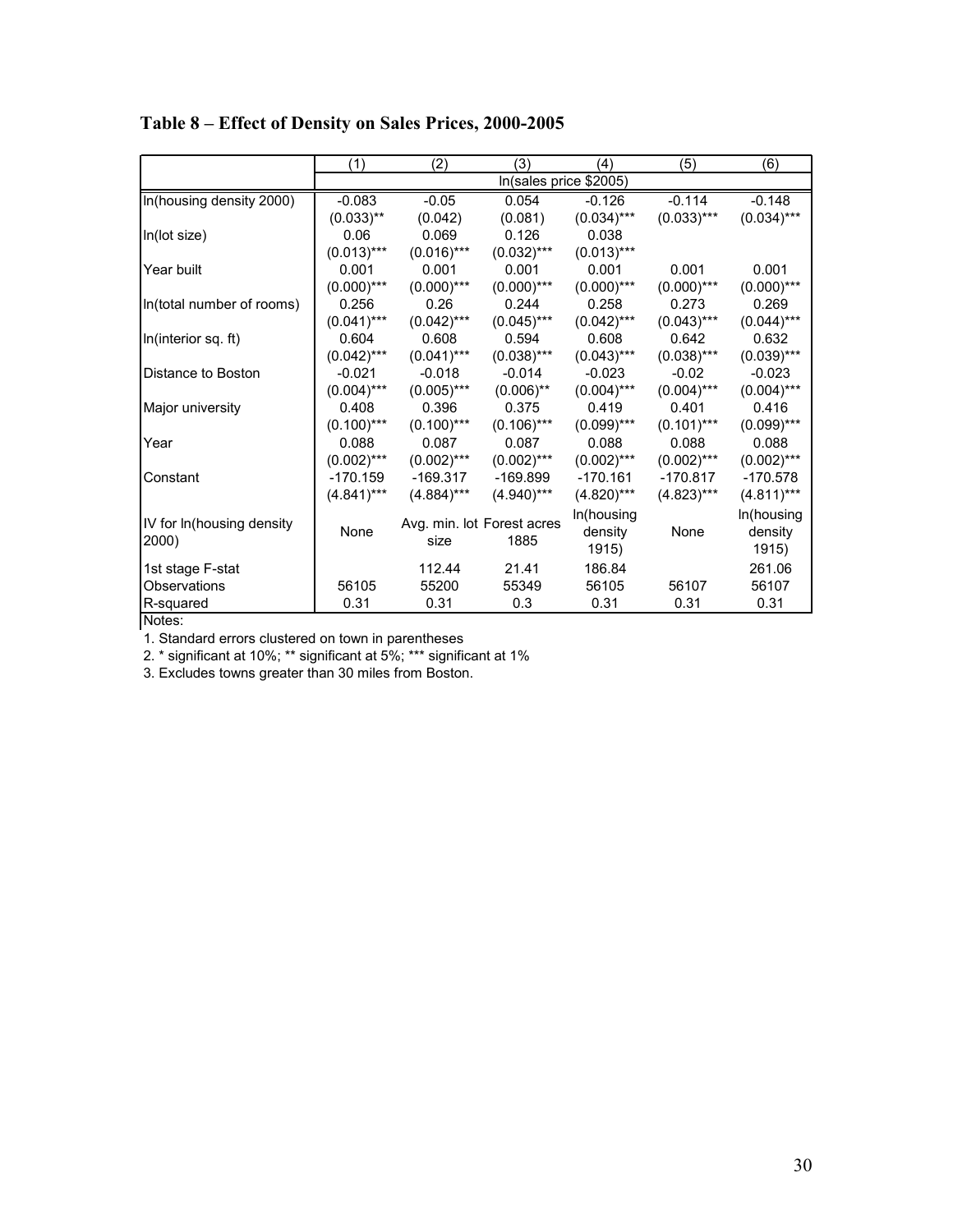**Table 8 – Effect of Density on Sales Prices, 2000-2005**

| | (1) | (2) | (3) | (4) | (5) | (6) |
|---|---|---|---|---|---|---|
| | ln(sales price $2005) | | | | | |
| ln(housing density 2000) | -0.083 | -0.05 | 0.054 | -0.126 | -0.114 | -0.148 |
| | (0.033)** | (0.042) | (0.081) | (0.034)*** | (0.033)*** | (0.034)*** |
| ln(lot size) | 0.06 | 0.069 | 0.126 | 0.038 | | |
| | (0.013)*** | (0.016)*** | (0.032)*** | (0.013)*** | | |
| Year built | 0.001 | 0.001 | 0.001 | 0.001 | 0.001 | 0.001 |
| | (0.000)*** | (0.000)*** | (0.000)*** | (0.000)*** | (0.000)*** | (0.000)*** |
| ln(total number of rooms) | 0.256 | 0.26 | 0.244 | 0.258 | 0.273 | 0.269 |
| | (0.041)*** | (0.042)*** | (0.045)*** | (0.042)*** | (0.043)*** | (0.044)*** |
| ln(interior sq. ft) | 0.604 | 0.608 | 0.594 | 0.608 | 0.642 | 0.632 |
| | (0.042)*** | (0.041)*** | (0.038)*** | (0.043)*** | (0.038)*** | (0.039)*** |
| Distance to Boston | -0.021 | -0.018 | -0.014 | -0.023 | -0.02 | -0.023 |
| | (0.004)*** | (0.005)*** | (0.006)** | (0.004)*** | (0.004)*** | (0.004)*** |
| Major university | 0.408 | 0.396 | 0.375 | 0.419 | 0.401 | 0.416 |
| | (0.100)*** | (0.100)*** | (0.106)*** | (0.099)*** | (0.101)*** | (0.099)*** |
| Year | 0.088 | 0.087 | 0.087 | 0.088 | 0.088 | 0.088 |
| | (0.002)*** | (0.002)*** | (0.002)*** | (0.002)*** | (0.002)*** | (0.002)*** |
| Constant | -170.159 | -169.317 | -169.899 | -170.161 | -170.817 | -170.578 |
| | (4.841)*** | (4.884)*** | (4.940)*** | (4.820)*** | (4.823)*** | (4.811)*** |
| IV for ln(housing density 2000) | None | Avg. min. lot size | Forest acres 1885 | ln(housing density 1915) | None | ln(housing density 1915) |
| 1st stage F-stat | | 112.44 | 21.41 | 186.84 | | 261.06 |
| Observations | 56105 | 55200 | 55349 | 56105 | 56107 | 56107 |
| R-squared | 0.31 | 0.31 | 0.3 | 0.31 | 0.31 | 0.31 |

Notes:

1. Standard errors clustered on town in parentheses
2. * significant at 10%; ** significant at 5%; *** significant at 1%
3. Excludes towns greater than 30 miles from Boston.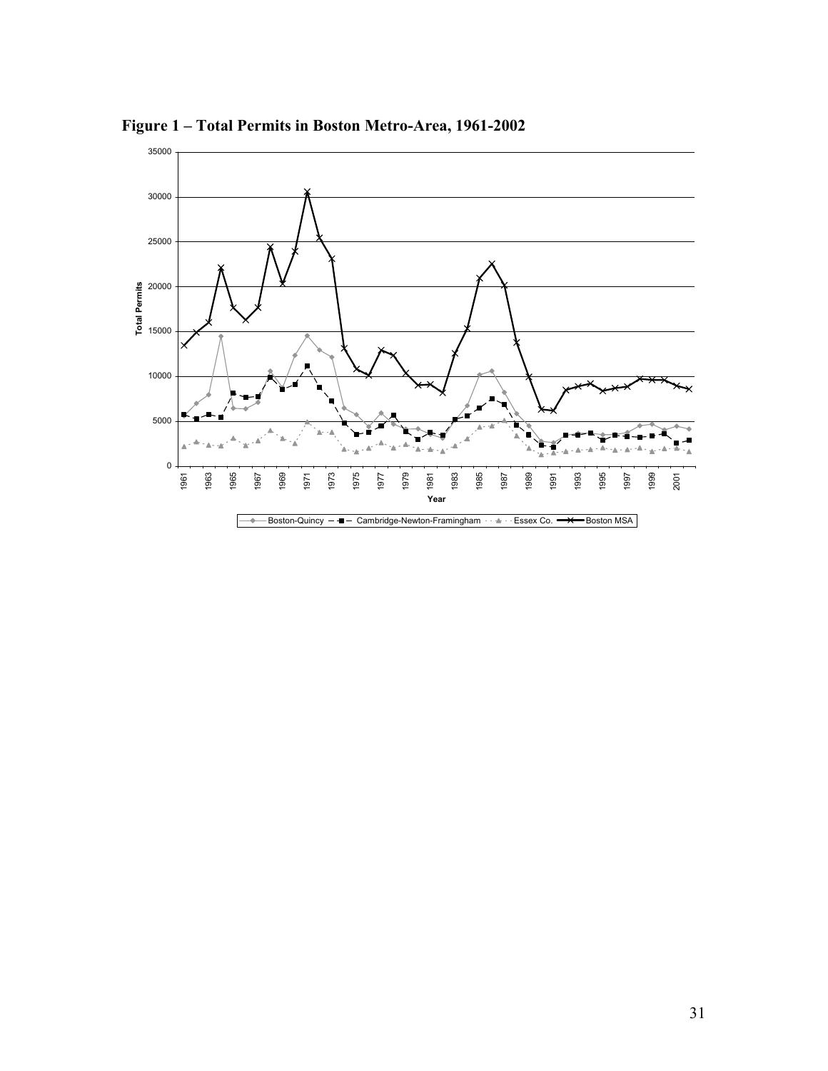**Figure 1 – Total Permits in Boston Metro-Area, 1961-2002**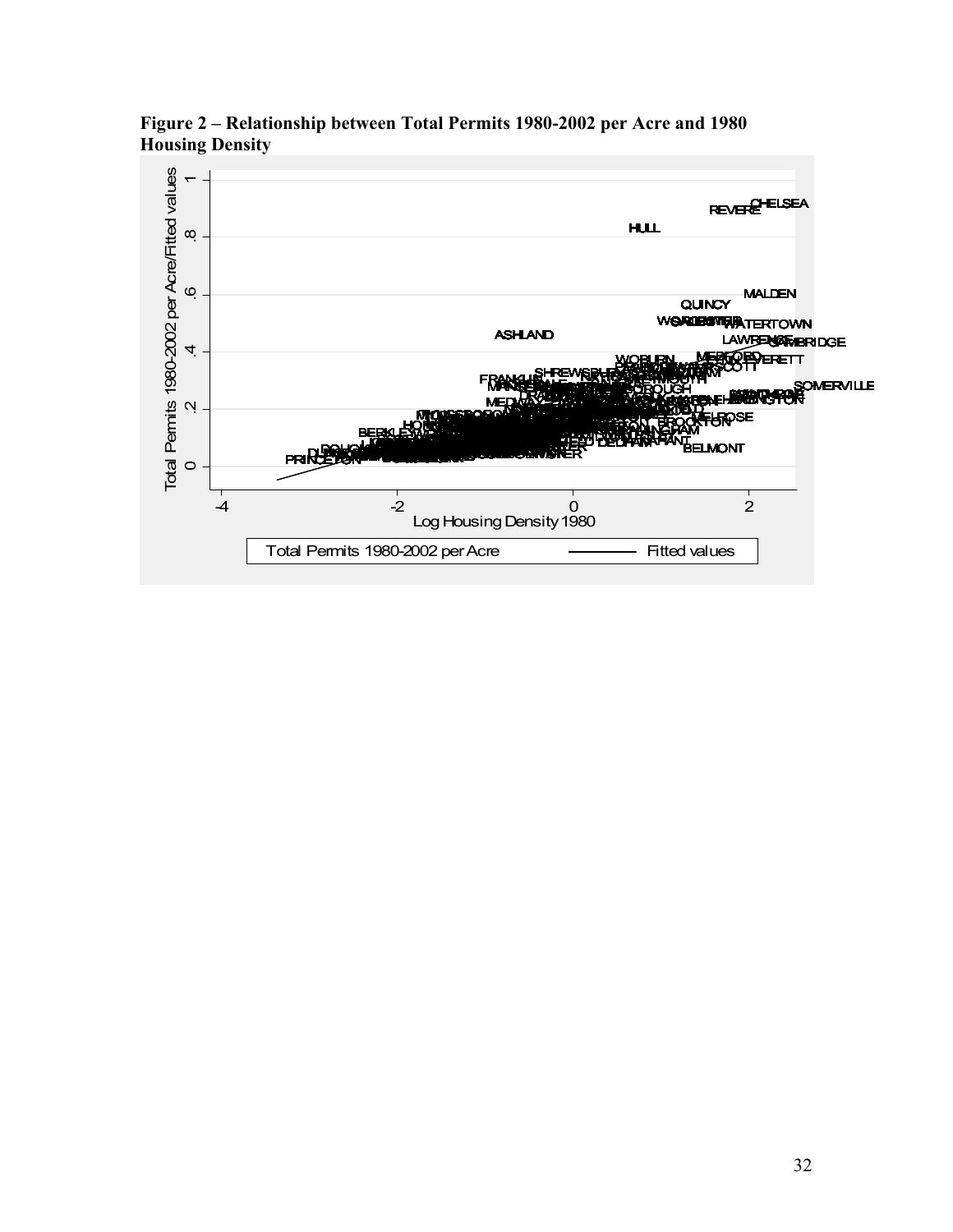**Figure 2 – Relationship between Total Permits 1980-2002 per Acre and 1980 Housing Density**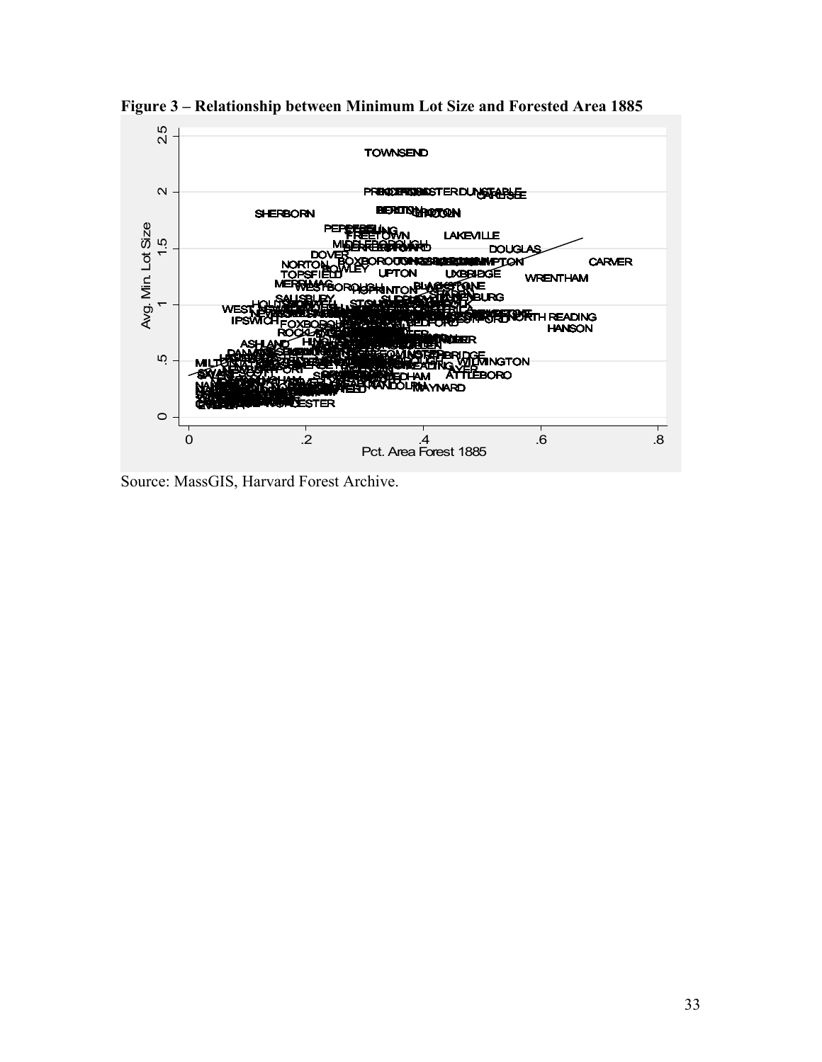**Figure 3 – Relationship between Minimum Lot Size and Forested Area 1885**

Source: MassGIS, Harvard Forest Archive.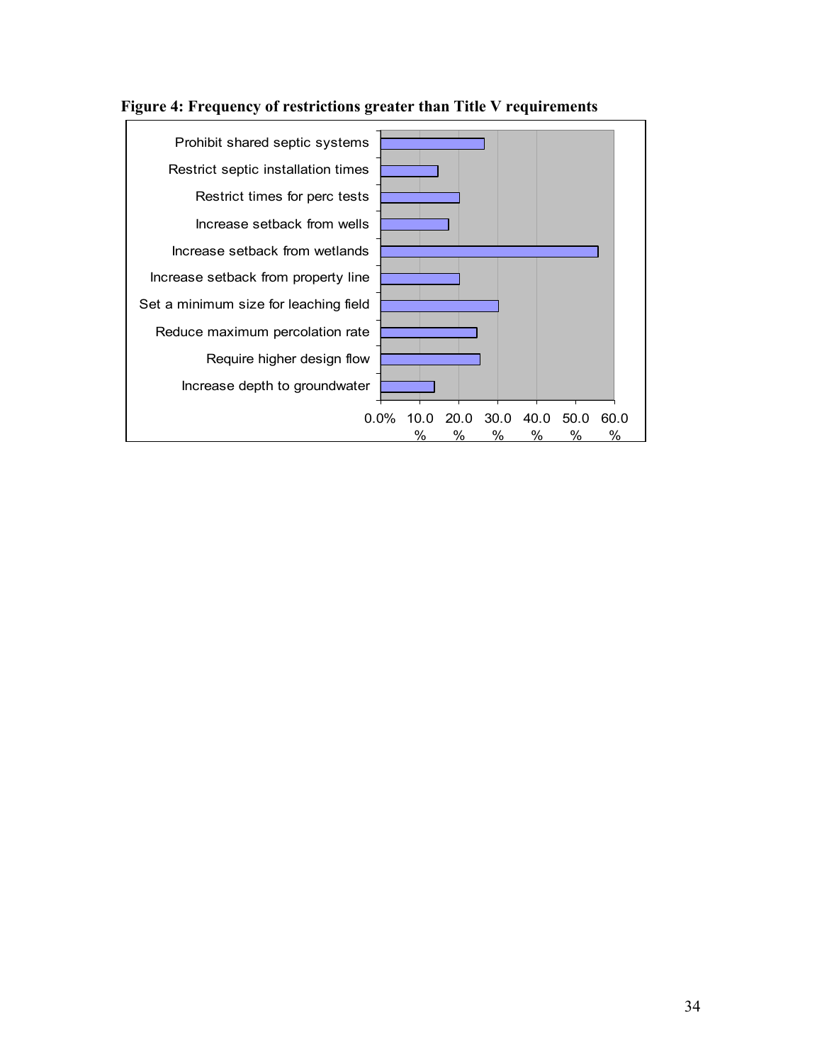**Figure 4: Frequency of restrictions greater than Title V requirements**

Prohibit shared septic systems

Restrict septic installation times

Restrict times for perc tests

Increase setback from wells

Increase setback from wetlands

Increase setback from property line

Set a minimum size for leaching field

Reduce maximum percolation rate

Require higher design flow

Increase depth to groundwater

0.0% 10.0% 20.0% 30.0% 40.0% 50.0% 60.0%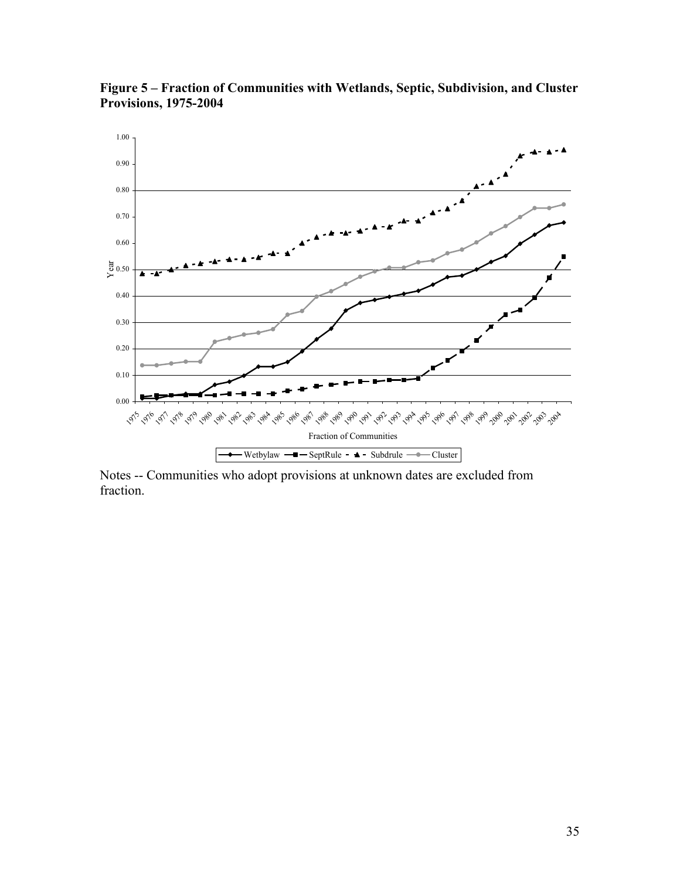**Figure 5 – Fraction of Communities with Wetlands, Septic, Subdivision, and Cluster Provisions, 1975-2004**

Notes -- Communities who adopt provisions at unknown dates are excluded from fraction.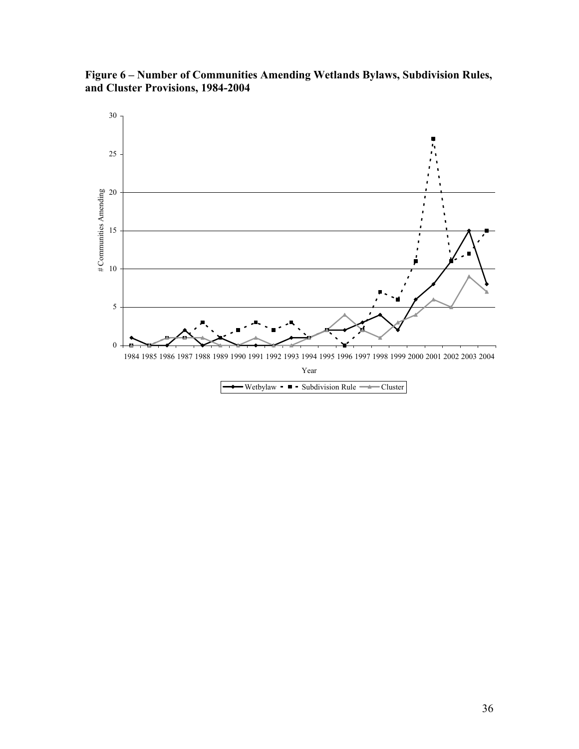**Figure 6 – Number of Communities Amending Wetlands Bylaws, Subdivision Rules, and Cluster Provisions, 1984-2004**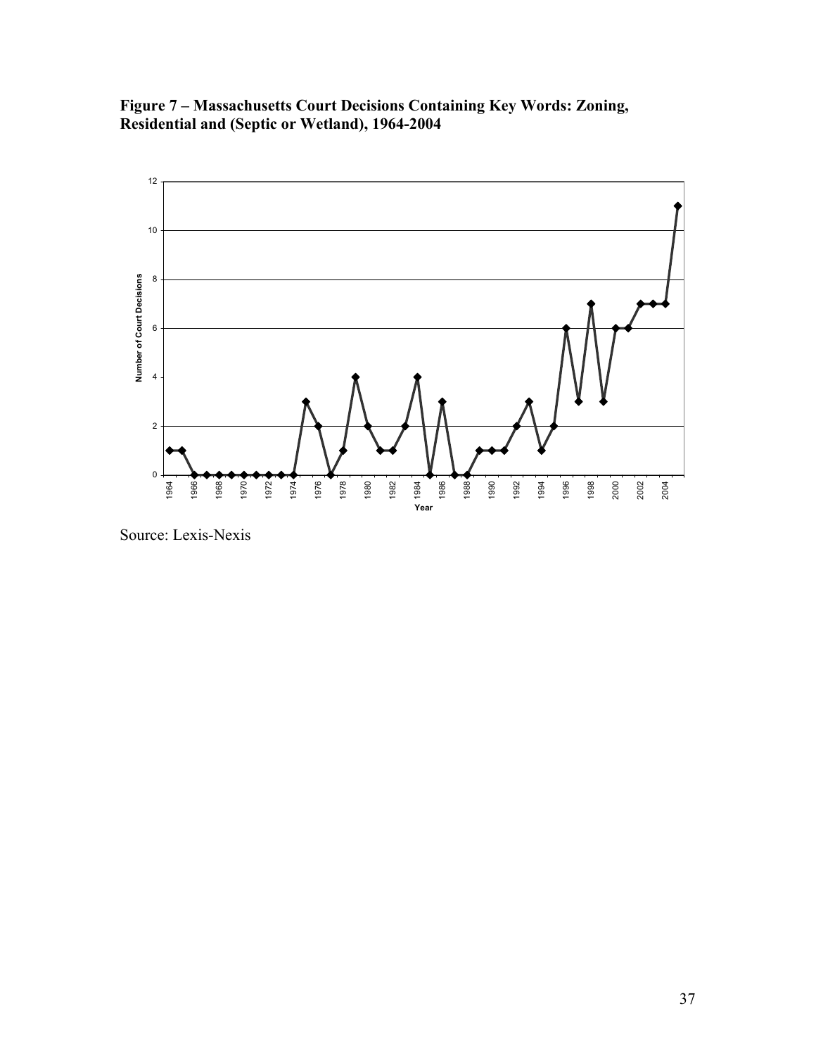**Figure 7 – Massachusetts Court Decisions Containing Key Words: Zoning, Residential and (Septic or Wetland), 1964-2004**

Number of Court Decisions

12
10
8
6
4
2
0

1964 1966 1968 1970 1972 1974 1976 1978 1980 1982 1984 1986 1988 1990 1992 1994 1996 1998 2000 2002 2004

Year

Source: Lexis-Nexis